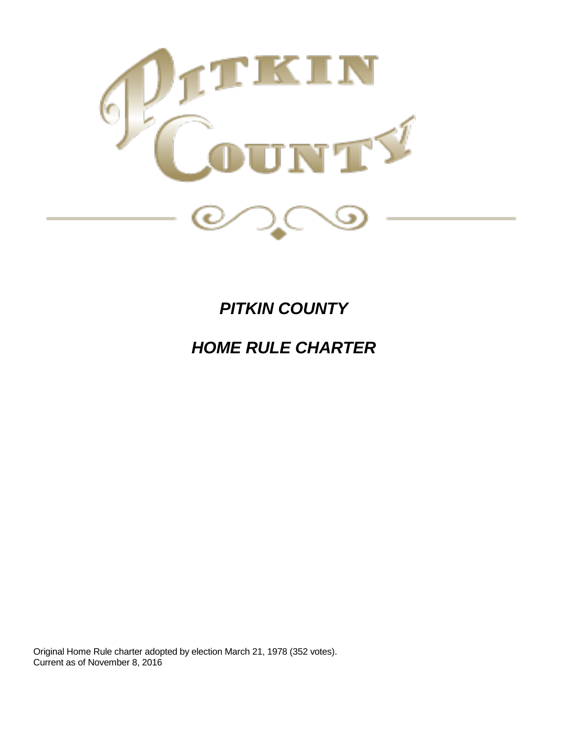# PITKIN COUNTY

# HOME RULE CHARTER

Original Home Rule charter adopted by election March 21, 1978 (352 votes).
Current as of November 8, 2016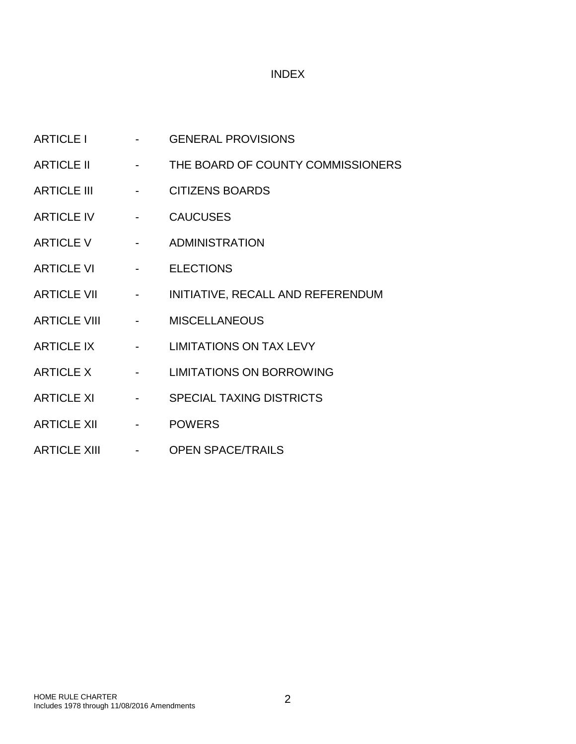# INDEX

ARTICLE I - GENERAL PROVISIONS

ARTICLE II - THE BOARD OF COUNTY COMMISSIONERS

ARTICLE III - CITIZENS BOARDS

ARTICLE IV - CAUCUSES

ARTICLE V - ADMINISTRATION

ARTICLE VI - ELECTIONS

ARTICLE VII - INITIATIVE, RECALL AND REFERENDUM

ARTICLE VIII - MISCELLANEOUS

ARTICLE IX - LIMITATIONS ON TAX LEVY

ARTICLE X - LIMITATIONS ON BORROWING

ARTICLE XI - SPECIAL TAXING DISTRICTS

ARTICLE XII - POWERS

ARTICLE XIII - OPEN SPACE/TRAILS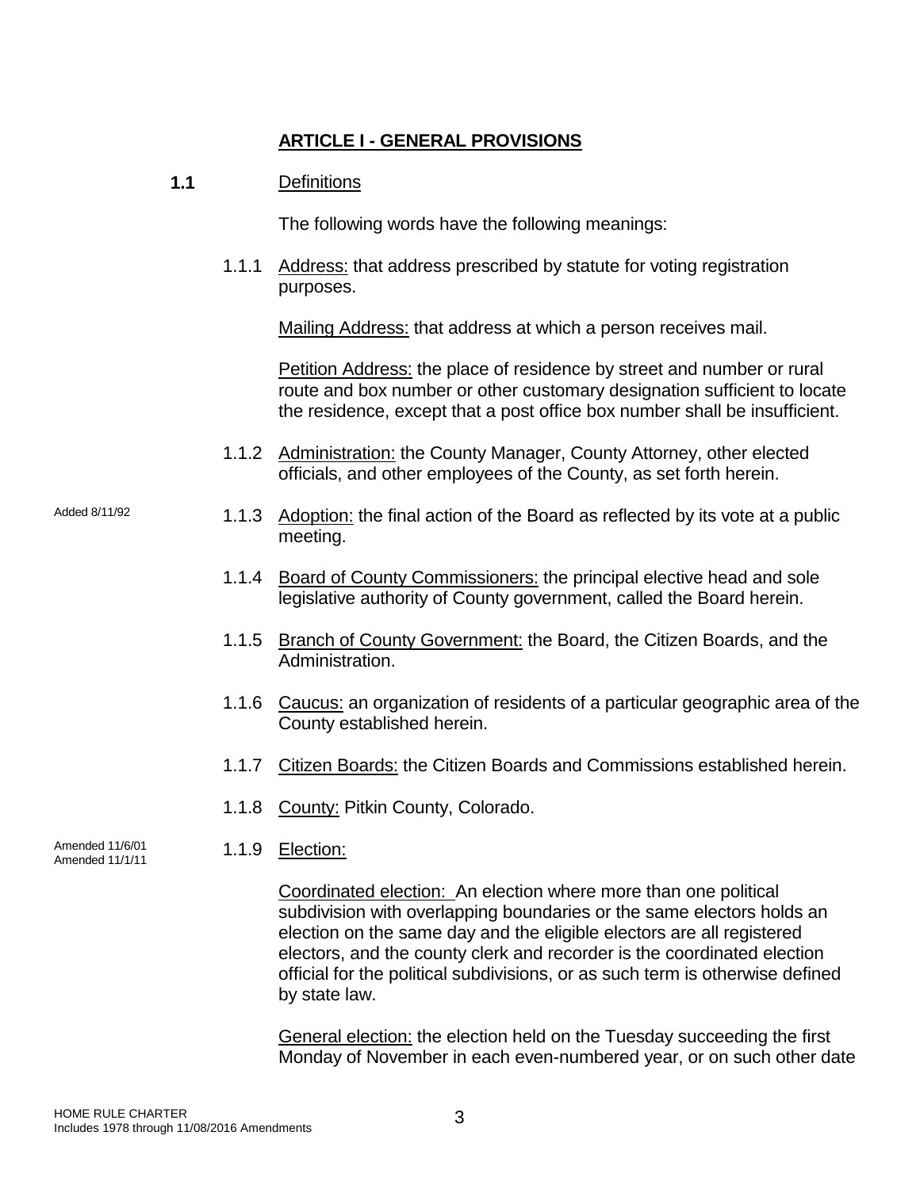## ARTICLE I - GENERAL PROVISIONS

**1.1** Definitions

The following words have the following meanings:

1.1.1 Address: that address prescribed by statute for voting registration purposes.

Mailing Address: that address at which a person receives mail.

Petition Address: the place of residence by street and number or rural route and box number or other customary designation sufficient to locate the residence, except that a post office box number shall be insufficient.

1.1.2 Administration: the County Manager, County Attorney, other elected officials, and other employees of the County, as set forth herein.

Added 8/11/92

1.1.3 Adoption: the final action of the Board as reflected by its vote at a public meeting.

1.1.4 Board of County Commissioners: the principal elective head and sole legislative authority of County government, called the Board herein.

1.1.5 Branch of County Government: the Board, the Citizen Boards, and the Administration.

1.1.6 Caucus: an organization of residents of a particular geographic area of the County established herein.

1.1.7 Citizen Boards: the Citizen Boards and Commissions established herein.

1.1.8 County: Pitkin County, Colorado.

Amended 11/6/01
Amended 11/1/11

1.1.9 Election:

Coordinated election: An election where more than one political subdivision with overlapping boundaries or the same electors holds an election on the same day and the eligible electors are all registered electors, and the county clerk and recorder is the coordinated election official for the political subdivisions, or as such term is otherwise defined by state law.

General election: the election held on the Tuesday succeeding the first Monday of November in each even-numbered year, or on such other date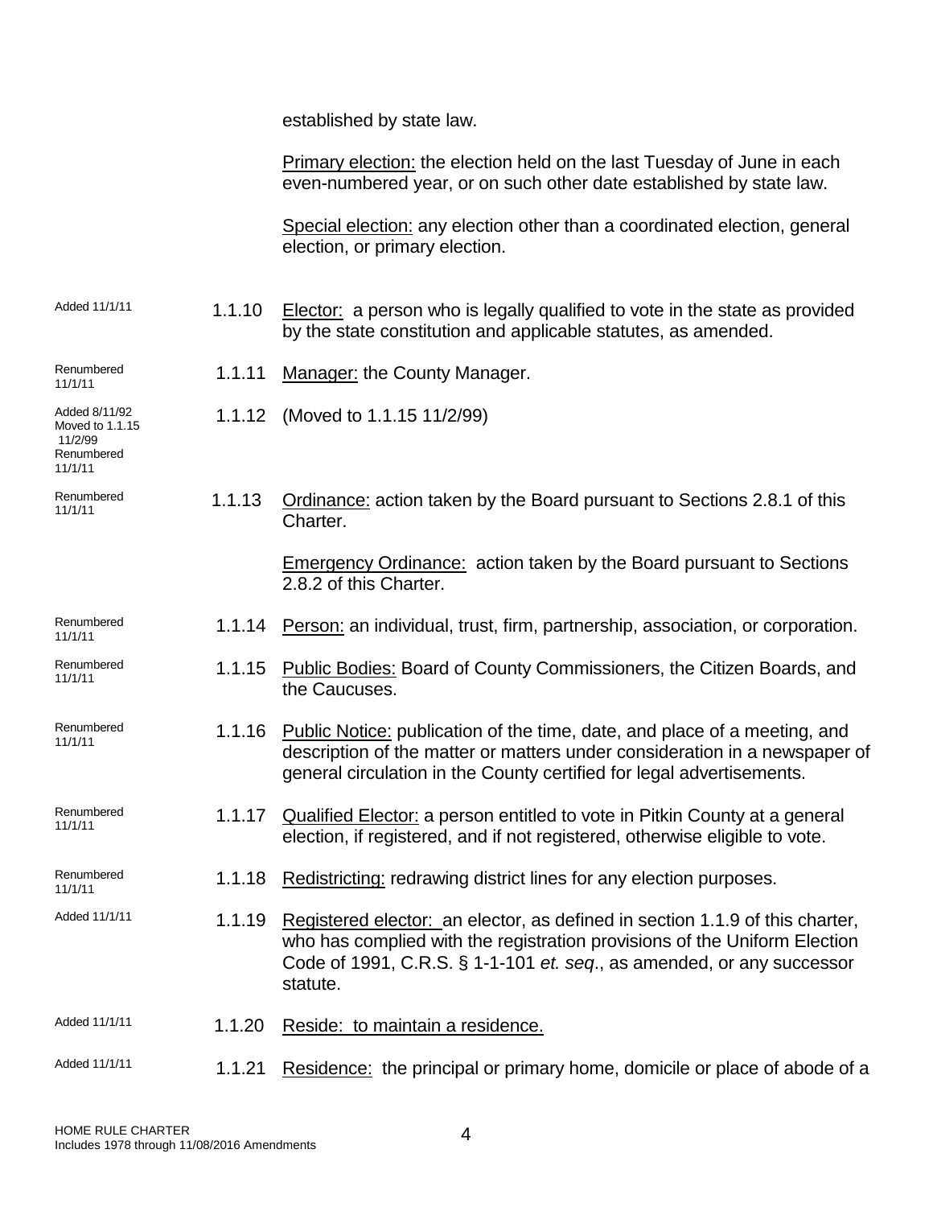established by state law.

Primary election: the election held on the last Tuesday of June in each even-numbered year, or on such other date established by state law.

Special election: any election other than a coordinated election, general election, or primary election.

| Note | Section | Text |
|---|---|---|
| Added 11/1/11 | 1.1.10 | Elector: a person who is legally qualified to vote in the state as provided by the state constitution and applicable statutes, as amended. |
| Renumbered 11/1/11 | 1.1.11 | Manager: the County Manager. |
| Added 8/11/92 Moved to 1.1.15 11/2/99 Renumbered 11/1/11 | 1.1.12 | (Moved to 1.1.15 11/2/99) |
| Renumbered 11/1/11 | 1.1.13 | Ordinance: action taken by the Board pursuant to Sections 2.8.1 of this Charter. Emergency Ordinance: action taken by the Board pursuant to Sections 2.8.2 of this Charter. |
| Renumbered 11/1/11 | 1.1.14 | Person: an individual, trust, firm, partnership, association, or corporation. |
| Renumbered 11/1/11 | 1.1.15 | Public Bodies: Board of County Commissioners, the Citizen Boards, and the Caucuses. |
| Renumbered 11/1/11 | 1.1.16 | Public Notice: publication of the time, date, and place of a meeting, and description of the matter or matters under consideration in a newspaper of general circulation in the County certified for legal advertisements. |
| Renumbered 11/1/11 | 1.1.17 | Qualified Elector: a person entitled to vote in Pitkin County at a general election, if registered, and if not registered, otherwise eligible to vote. |
| Renumbered 11/1/11 | 1.1.18 | Redistricting: redrawing district lines for any election purposes. |
| Added 11/1/11 | 1.1.19 | Registered elector: an elector, as defined in section 1.1.9 of this charter, who has complied with the registration provisions of the Uniform Election Code of 1991, C.R.S. § 1-1-101 *et. seq*., as amended, or any successor statute. |
| Added 11/1/11 | 1.1.20 | Reside: to maintain a residence. |
| Added 11/1/11 | 1.1.21 | Residence: the principal or primary home, domicile or place of abode of a |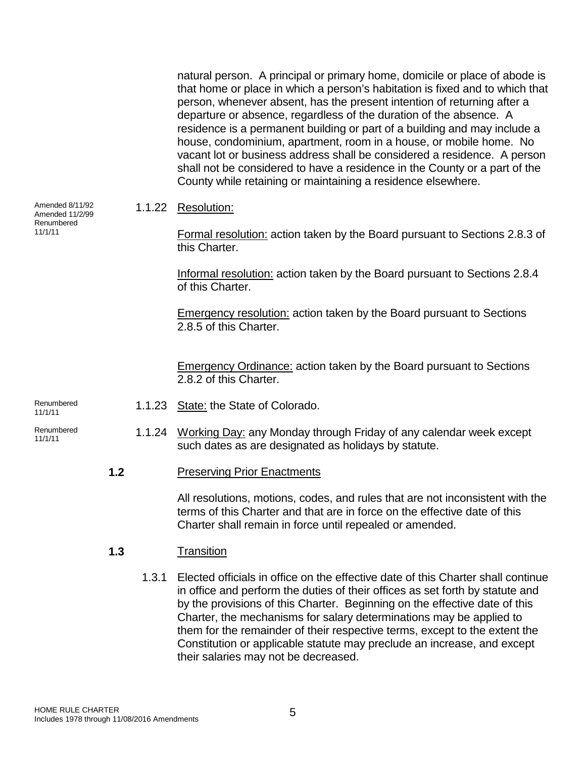natural person. A principal or primary home, domicile or place of abode is that home or place in which a person's habitation is fixed and to which that person, whenever absent, has the present intention of returning after a departure or absence, regardless of the duration of the absence. A residence is a permanent building or part of a building and may include a house, condominium, apartment, room in a house, or mobile home. No vacant lot or business address shall be considered a residence. A person shall not be considered to have a residence in the County or a part of the County while retaining or maintaining a residence elsewhere.

Amended 8/11/92
Amended 11/2/99
Renumbered 11/1/11

1.1.22 Resolution:

Formal resolution: action taken by the Board pursuant to Sections 2.8.3 of this Charter.

Informal resolution: action taken by the Board pursuant to Sections 2.8.4 of this Charter.

Emergency resolution: action taken by the Board pursuant to Sections 2.8.5 of this Charter.

Emergency Ordinance: action taken by the Board pursuant to Sections 2.8.2 of this Charter.

Renumbered 11/1/11

1.1.23 State: the State of Colorado.

Renumbered 11/1/11

1.1.24 Working Day: any Monday through Friday of any calendar week except such dates as are designated as holidays by statute.

## 1.2 Preserving Prior Enactments

All resolutions, motions, codes, and rules that are not inconsistent with the terms of this Charter and that are in force on the effective date of this Charter shall remain in force until repealed or amended.

## 1.3 Transition

1.3.1 Elected officials in office on the effective date of this Charter shall continue in office and perform the duties of their offices as set forth by statute and by the provisions of this Charter. Beginning on the effective date of this Charter, the mechanisms for salary determinations may be applied to them for the remainder of their respective terms, except to the extent the Constitution or applicable statute may preclude an increase, and except their salaries may not be decreased.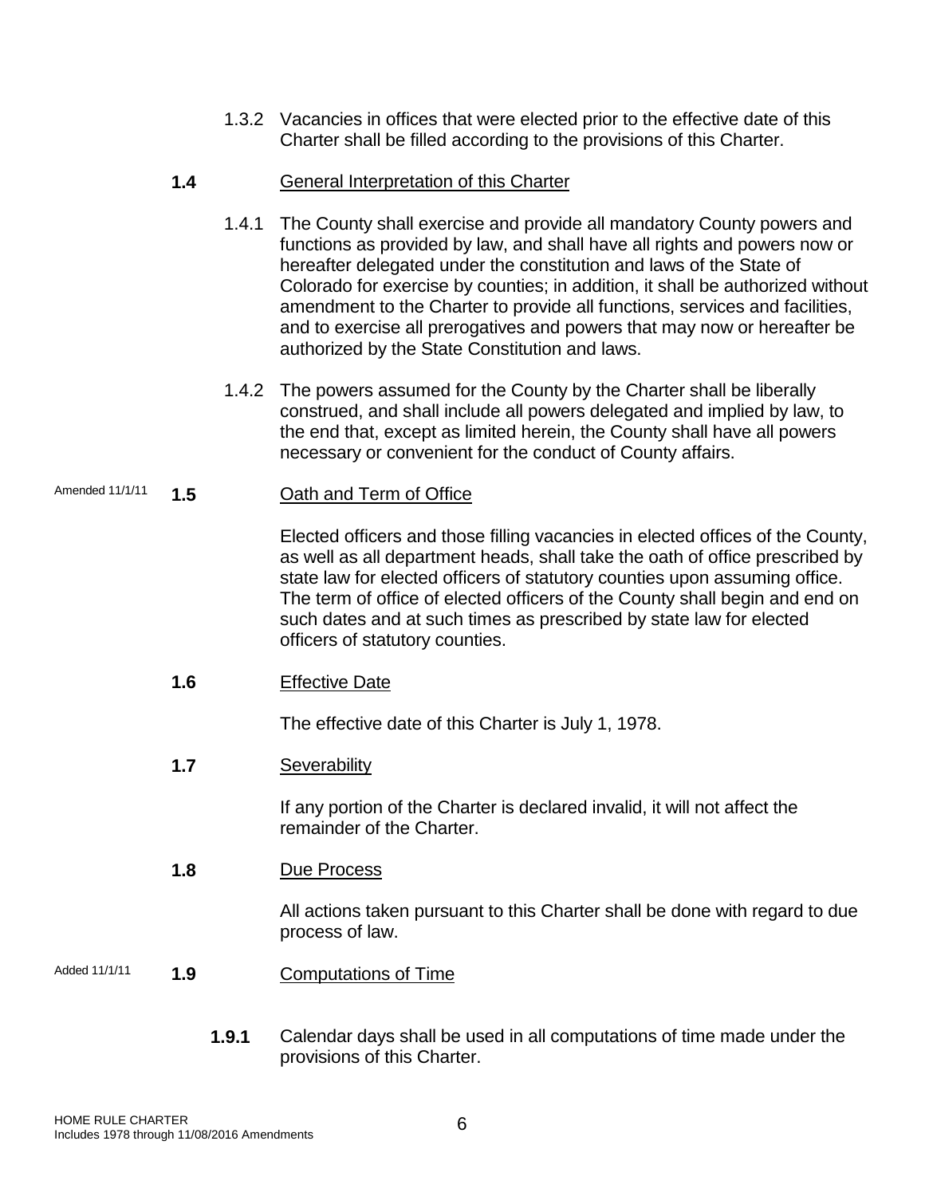1.3.2 Vacancies in offices that were elected prior to the effective date of this Charter shall be filled according to the provisions of this Charter.

### 1.4 General Interpretation of this Charter

1.4.1 The County shall exercise and provide all mandatory County powers and functions as provided by law, and shall have all rights and powers now or hereafter delegated under the constitution and laws of the State of Colorado for exercise by counties; in addition, it shall be authorized without amendment to the Charter to provide all functions, services and facilities, and to exercise all prerogatives and powers that may now or hereafter be authorized by the State Constitution and laws.

1.4.2 The powers assumed for the County by the Charter shall be liberally construed, and shall include all powers delegated and implied by law, to the end that, except as limited herein, the County shall have all powers necessary or convenient for the conduct of County affairs.

Amended 11/1/11

### 1.5 Oath and Term of Office

Elected officers and those filling vacancies in elected offices of the County, as well as all department heads, shall take the oath of office prescribed by state law for elected officers of statutory counties upon assuming office. The term of office of elected officers of the County shall begin and end on such dates and at such times as prescribed by state law for elected officers of statutory counties.

### 1.6 Effective Date

The effective date of this Charter is July 1, 1978.

### 1.7 Severability

If any portion of the Charter is declared invalid, it will not affect the remainder of the Charter.

### 1.8 Due Process

All actions taken pursuant to this Charter shall be done with regard to due process of law.

Added 11/1/11

### 1.9 Computations of Time

**1.9.1** Calendar days shall be used in all computations of time made under the provisions of this Charter.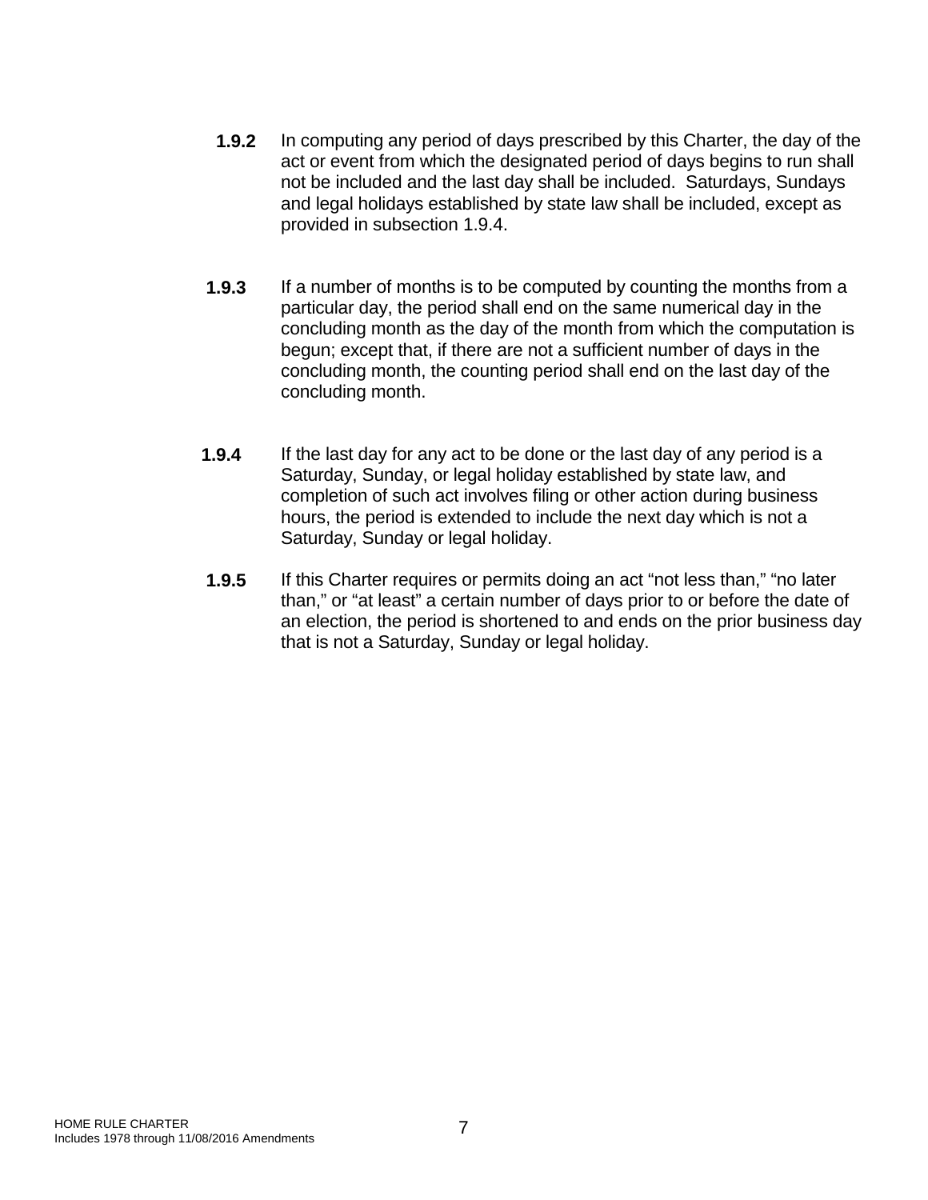**1.9.2** In computing any period of days prescribed by this Charter, the day of the act or event from which the designated period of days begins to run shall not be included and the last day shall be included. Saturdays, Sundays and legal holidays established by state law shall be included, except as provided in subsection 1.9.4.

**1.9.3** If a number of months is to be computed by counting the months from a particular day, the period shall end on the same numerical day in the concluding month as the day of the month from which the computation is begun; except that, if there are not a sufficient number of days in the concluding month, the counting period shall end on the last day of the concluding month.

**1.9.4** If the last day for any act to be done or the last day of any period is a Saturday, Sunday, or legal holiday established by state law, and completion of such act involves filing or other action during business hours, the period is extended to include the next day which is not a Saturday, Sunday or legal holiday.

**1.9.5** If this Charter requires or permits doing an act "not less than," "no later than," or "at least" a certain number of days prior to or before the date of an election, the period is shortened to and ends on the prior business day that is not a Saturday, Sunday or legal holiday.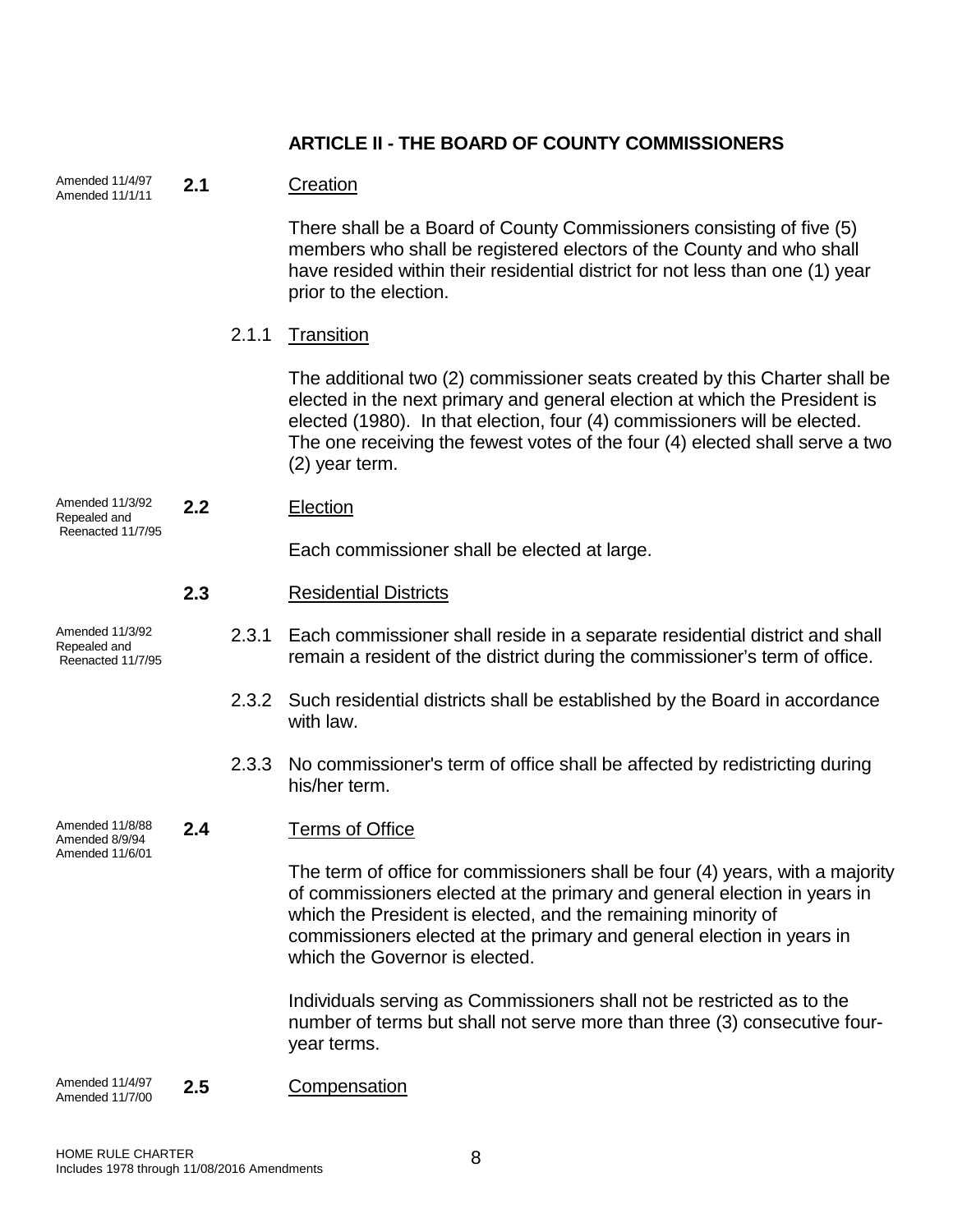## ARTICLE II - THE BOARD OF COUNTY COMMISSIONERS

Amended 11/4/97
Amended 11/1/11

**2.1** Creation

There shall be a Board of County Commissioners consisting of five (5) members who shall be registered electors of the County and who shall have resided within their residential district for not less than one (1) year prior to the election.

2.1.1 Transition

The additional two (2) commissioner seats created by this Charter shall be elected in the next primary and general election at which the President is elected (1980). In that election, four (4) commissioners will be elected. The one receiving the fewest votes of the four (4) elected shall serve a two (2) year term.

Amended 11/3/92
Repealed and Reenacted 11/7/95

**2.2** Election

Each commissioner shall be elected at large.

**2.3** Residential Districts

Amended 11/3/92
Repealed and Reenacted 11/7/95

2.3.1 Each commissioner shall reside in a separate residential district and shall remain a resident of the district during the commissioner's term of office.

2.3.2 Such residential districts shall be established by the Board in accordance with law.

2.3.3 No commissioner's term of office shall be affected by redistricting during his/her term.

Amended 11/8/88
Amended 8/9/94
Amended 11/6/01

**2.4** Terms of Office

The term of office for commissioners shall be four (4) years, with a majority of commissioners elected at the primary and general election in years in which the President is elected, and the remaining minority of commissioners elected at the primary and general election in years in which the Governor is elected.

Individuals serving as Commissioners shall not be restricted as to the number of terms but shall not serve more than three (3) consecutive four-year terms.

Amended 11/4/97
Amended 11/7/00

**2.5** Compensation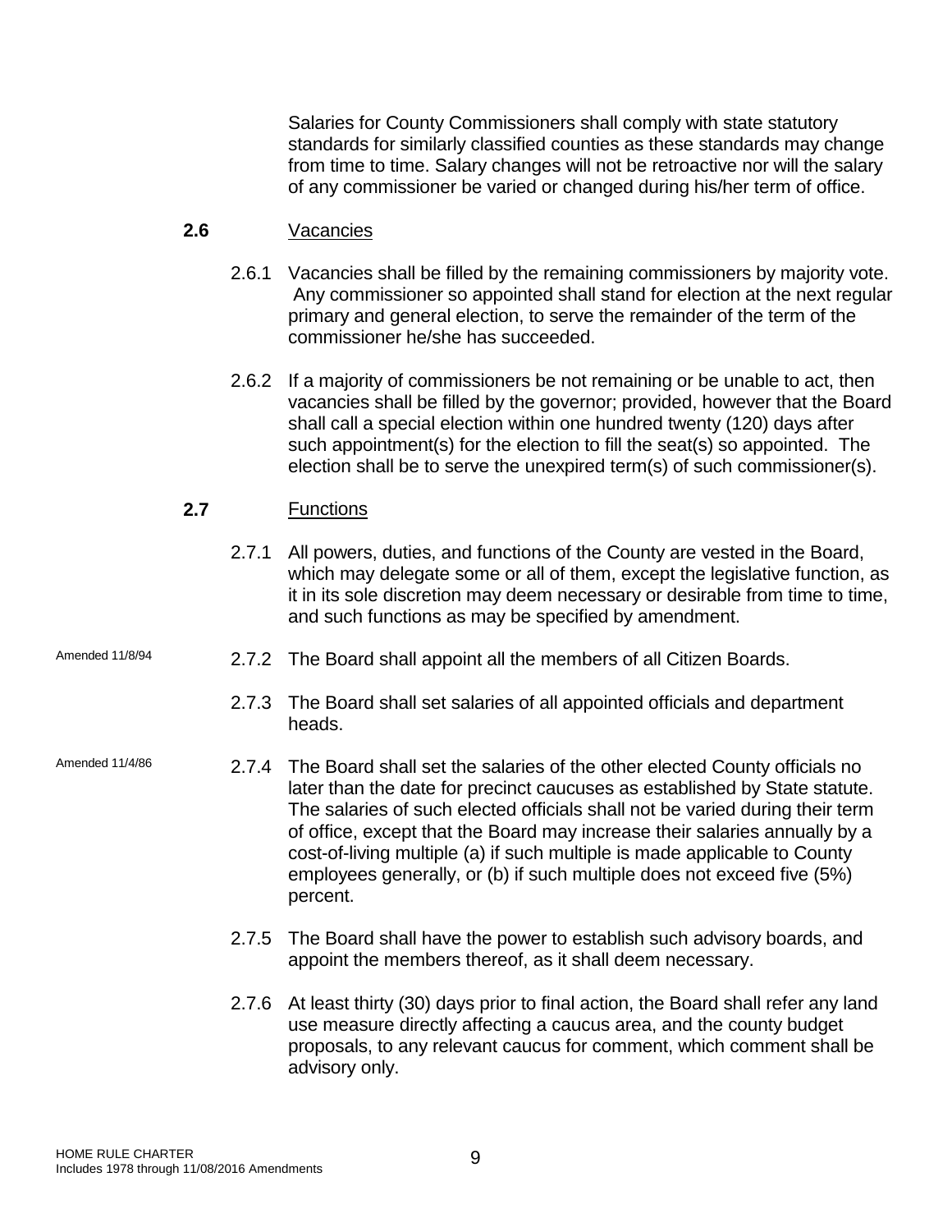Salaries for County Commissioners shall comply with state statutory standards for similarly classified counties as these standards may change from time to time. Salary changes will not be retroactive nor will the salary of any commissioner be varied or changed during his/her term of office.

### 2.6 Vacancies

2.6.1 Vacancies shall be filled by the remaining commissioners by majority vote. Any commissioner so appointed shall stand for election at the next regular primary and general election, to serve the remainder of the term of the commissioner he/she has succeeded.

2.6.2 If a majority of commissioners be not remaining or be unable to act, then vacancies shall be filled by the governor; provided, however that the Board shall call a special election within one hundred twenty (120) days after such appointment(s) for the election to fill the seat(s) so appointed. The election shall be to serve the unexpired term(s) of such commissioner(s).

### 2.7 Functions

2.7.1 All powers, duties, and functions of the County are vested in the Board, which may delegate some or all of them, except the legislative function, as it in its sole discretion may deem necessary or desirable from time to time, and such functions as may be specified by amendment.

Amended 11/8/94

2.7.2 The Board shall appoint all the members of all Citizen Boards.

2.7.3 The Board shall set salaries of all appointed officials and department heads.

Amended 11/4/86

2.7.4 The Board shall set the salaries of the other elected County officials no later than the date for precinct caucuses as established by State statute. The salaries of such elected officials shall not be varied during their term of office, except that the Board may increase their salaries annually by a cost-of-living multiple (a) if such multiple is made applicable to County employees generally, or (b) if such multiple does not exceed five (5%) percent.

2.7.5 The Board shall have the power to establish such advisory boards, and appoint the members thereof, as it shall deem necessary.

2.7.6 At least thirty (30) days prior to final action, the Board shall refer any land use measure directly affecting a caucus area, and the county budget proposals, to any relevant caucus for comment, which comment shall be advisory only.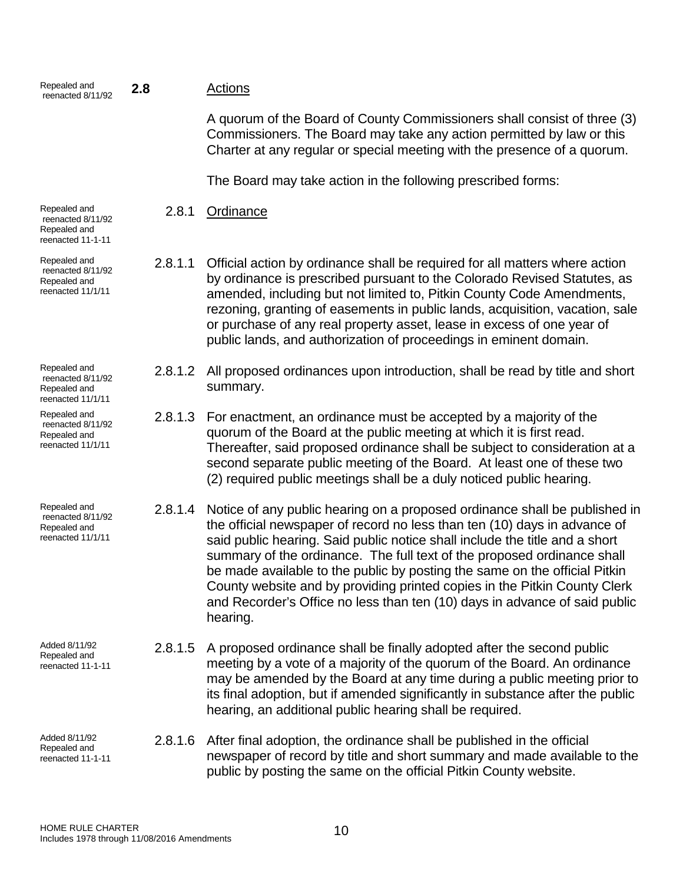Repealed and reenacted 8/11/92

## 2.8 Actions

A quorum of the Board of County Commissioners shall consist of three (3) Commissioners. The Board may take any action permitted by law or this Charter at any regular or special meeting with the presence of a quorum.

The Board may take action in the following prescribed forms:

Repealed and reenacted 8/11/92 Repealed and reenacted 11-1-11

### 2.8.1 Ordinance

Repealed and reenacted 8/11/92 Repealed and reenacted 11/1/11

2.8.1.1 Official action by ordinance shall be required for all matters where action by ordinance is prescribed pursuant to the Colorado Revised Statutes, as amended, including but not limited to, Pitkin County Code Amendments, rezoning, granting of easements in public lands, acquisition, vacation, sale or purchase of any real property asset, lease in excess of one year of public lands, and authorization of proceedings in eminent domain.

Repealed and reenacted 8/11/92 Repealed and reenacted 11/1/11

2.8.1.2 All proposed ordinances upon introduction, shall be read by title and short summary.

Repealed and reenacted 8/11/92 Repealed and reenacted 11/1/11

2.8.1.3 For enactment, an ordinance must be accepted by a majority of the quorum of the Board at the public meeting at which it is first read. Thereafter, said proposed ordinance shall be subject to consideration at a second separate public meeting of the Board. At least one of these two (2) required public meetings shall be a duly noticed public hearing.

Repealed and reenacted 8/11/92 Repealed and reenacted 11/1/11

2.8.1.4 Notice of any public hearing on a proposed ordinance shall be published in the official newspaper of record no less than ten (10) days in advance of said public hearing. Said public notice shall include the title and a short summary of the ordinance. The full text of the proposed ordinance shall be made available to the public by posting the same on the official Pitkin County website and by providing printed copies in the Pitkin County Clerk and Recorder's Office no less than ten (10) days in advance of said public hearing.

Added 8/11/92 Repealed and reenacted 11-1-11

2.8.1.5 A proposed ordinance shall be finally adopted after the second public meeting by a vote of a majority of the quorum of the Board. An ordinance may be amended by the Board at any time during a public meeting prior to its final adoption, but if amended significantly in substance after the public hearing, an additional public hearing shall be required.

Added 8/11/92 Repealed and reenacted 11-1-11

2.8.1.6 After final adoption, the ordinance shall be published in the official newspaper of record by title and short summary and made available to the public by posting the same on the official Pitkin County website.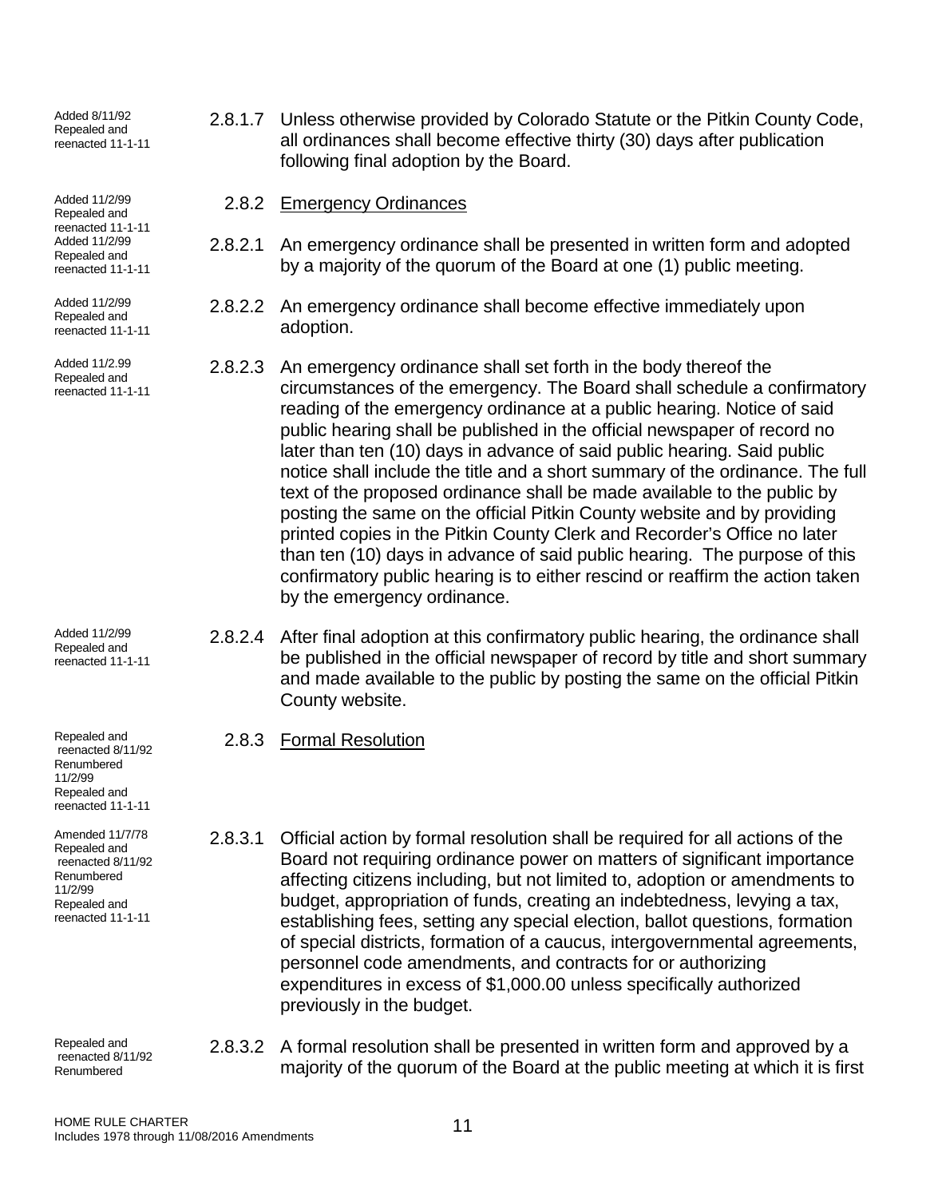Added 8/11/92
Repealed and reenacted 11-1-11

2.8.1.7 Unless otherwise provided by Colorado Statute or the Pitkin County Code, all ordinances shall become effective thirty (30) days after publication following final adoption by the Board.

Added 11/2/99
Repealed and reenacted 11-1-11

2.8.2 <u>Emergency Ordinances</u>

Added 11/2/99
Repealed and reenacted 11-1-11

2.8.2.1 An emergency ordinance shall be presented in written form and adopted by a majority of the quorum of the Board at one (1) public meeting.

Added 11/2/99
Repealed and reenacted 11-1-11

2.8.2.2 An emergency ordinance shall become effective immediately upon adoption.

Added 11/2.99
Repealed and reenacted 11-1-11

2.8.2.3 An emergency ordinance shall set forth in the body thereof the circumstances of the emergency. The Board shall schedule a confirmatory reading of the emergency ordinance at a public hearing. Notice of said public hearing shall be published in the official newspaper of record no later than ten (10) days in advance of said public hearing. Said public notice shall include the title and a short summary of the ordinance. The full text of the proposed ordinance shall be made available to the public by posting the same on the official Pitkin County website and by providing printed copies in the Pitkin County Clerk and Recorder's Office no later than ten (10) days in advance of said public hearing. The purpose of this confirmatory public hearing is to either rescind or reaffirm the action taken by the emergency ordinance.

Added 11/2/99
Repealed and reenacted 11-1-11

2.8.2.4 After final adoption at this confirmatory public hearing, the ordinance shall be published in the official newspaper of record by title and short summary and made available to the public by posting the same on the official Pitkin County website.

Repealed and reenacted 8/11/92
Renumbered 11/2/99
Repealed and reenacted 11-1-11

2.8.3 <u>Formal Resolution</u>

Amended 11/7/78
Repealed and reenacted 8/11/92
Renumbered 11/2/99
Repealed and reenacted 11-1-11

2.8.3.1 Official action by formal resolution shall be required for all actions of the Board not requiring ordinance power on matters of significant importance affecting citizens including, but not limited to, adoption or amendments to budget, appropriation of funds, creating an indebtedness, levying a tax, establishing fees, setting any special election, ballot questions, formation of special districts, formation of a caucus, intergovernmental agreements, personnel code amendments, and contracts for or authorizing expenditures in excess of $1,000.00 unless specifically authorized previously in the budget.

Repealed and reenacted 8/11/92
Renumbered

2.8.3.2 A formal resolution shall be presented in written form and approved by a majority of the quorum of the Board at the public meeting at which it is first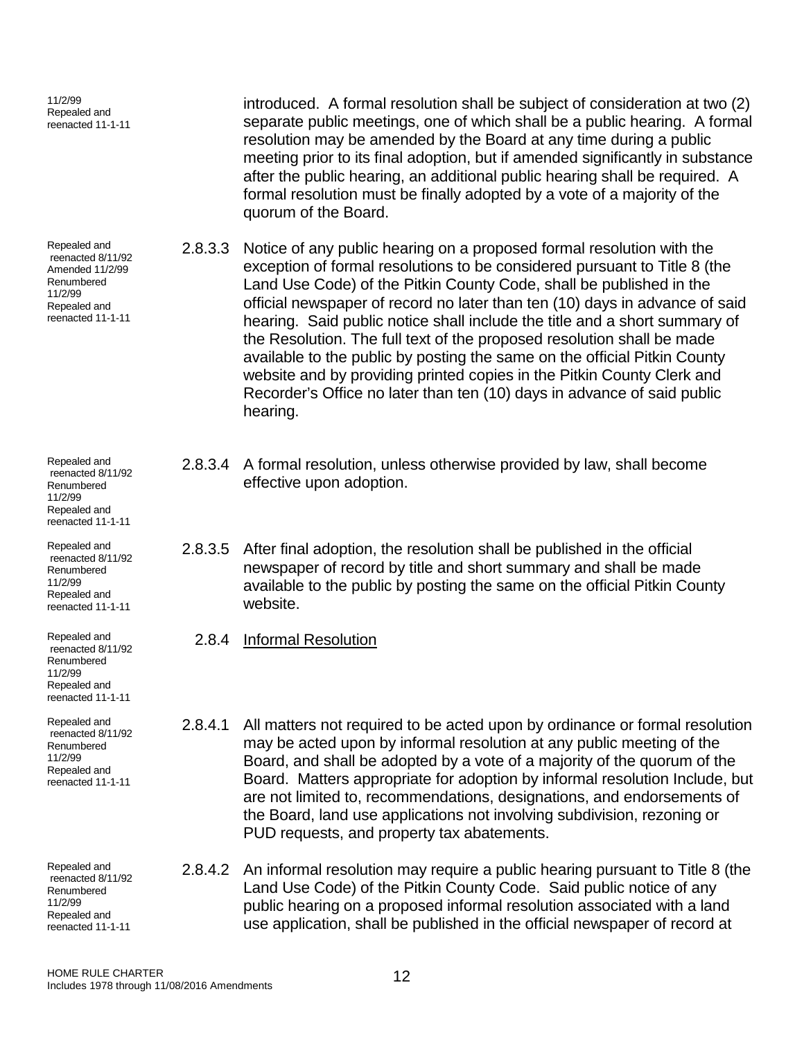11/2/99
Repealed and reenacted 11-1-11

introduced. A formal resolution shall be subject of consideration at two (2) separate public meetings, one of which shall be a public hearing. A formal resolution may be amended by the Board at any time during a public meeting prior to its final adoption, but if amended significantly in substance after the public hearing, an additional public hearing shall be required. A formal resolution must be finally adopted by a vote of a majority of the quorum of the Board.

Repealed and reenacted 8/11/92
Amended 11/2/99
Renumbered 11/2/99
Repealed and reenacted 11-1-11

2.8.3.3 Notice of any public hearing on a proposed formal resolution with the exception of formal resolutions to be considered pursuant to Title 8 (the Land Use Code) of the Pitkin County Code, shall be published in the official newspaper of record no later than ten (10) days in advance of said hearing. Said public notice shall include the title and a short summary of the Resolution. The full text of the proposed resolution shall be made available to the public by posting the same on the official Pitkin County website and by providing printed copies in the Pitkin County Clerk and Recorder's Office no later than ten (10) days in advance of said public hearing.

Repealed and reenacted 8/11/92
Renumbered 11/2/99
Repealed and reenacted 11-1-11

2.8.3.4 A formal resolution, unless otherwise provided by law, shall become effective upon adoption.

Repealed and reenacted 8/11/92
Renumbered 11/2/99
Repealed and reenacted 11-1-11

2.8.3.5 After final adoption, the resolution shall be published in the official newspaper of record by title and short summary and shall be made available to the public by posting the same on the official Pitkin County website.

Repealed and reenacted 8/11/92
Renumbered 11/2/99
Repealed and reenacted 11-1-11

2.8.4 <u>Informal Resolution</u>

Repealed and reenacted 8/11/92
Renumbered 11/2/99
Repealed and reenacted 11-1-11

2.8.4.1 All matters not required to be acted upon by ordinance or formal resolution may be acted upon by informal resolution at any public meeting of the Board, and shall be adopted by a vote of a majority of the quorum of the Board. Matters appropriate for adoption by informal resolution Include, but are not limited to, recommendations, designations, and endorsements of the Board, land use applications not involving subdivision, rezoning or PUD requests, and property tax abatements.

Repealed and reenacted 8/11/92
Renumbered 11/2/99
Repealed and reenacted 11-1-11

2.8.4.2 An informal resolution may require a public hearing pursuant to Title 8 (the Land Use Code) of the Pitkin County Code. Said public notice of any public hearing on a proposed informal resolution associated with a land use application, shall be published in the official newspaper of record at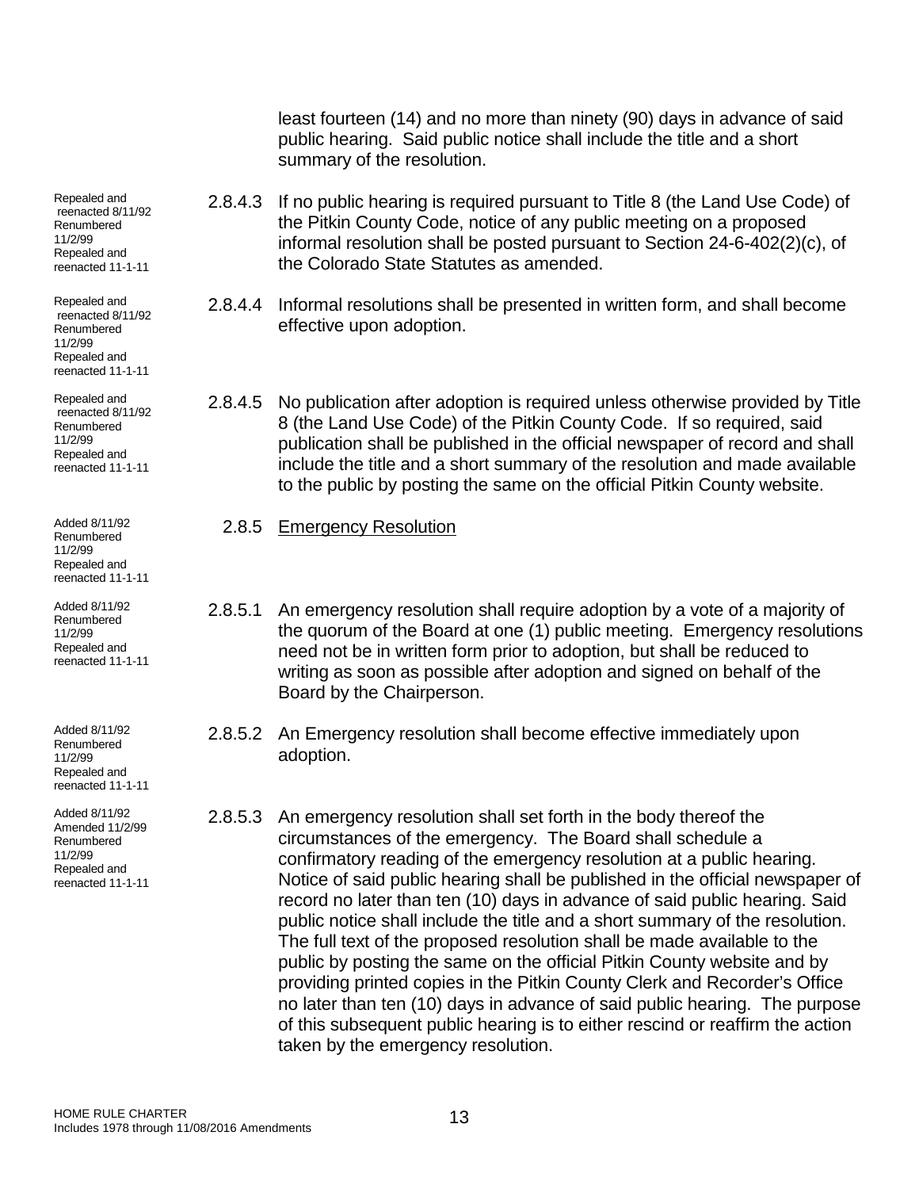least fourteen (14) and no more than ninety (90) days in advance of said public hearing. Said public notice shall include the title and a short summary of the resolution.

Repealed and reenacted 8/11/92 Renumbered 11/2/99 Repealed and reenacted 11-1-11

2.8.4.3 If no public hearing is required pursuant to Title 8 (the Land Use Code) of the Pitkin County Code, notice of any public meeting on a proposed informal resolution shall be posted pursuant to Section 24-6-402(2)(c), of the Colorado State Statutes as amended.

Repealed and reenacted 8/11/92 Renumbered 11/2/99 Repealed and reenacted 11-1-11

2.8.4.4 Informal resolutions shall be presented in written form, and shall become effective upon adoption.

Repealed and reenacted 8/11/92 Renumbered 11/2/99 Repealed and reenacted 11-1-11

2.8.4.5 No publication after adoption is required unless otherwise provided by Title 8 (the Land Use Code) of the Pitkin County Code. If so required, said publication shall be published in the official newspaper of record and shall include the title and a short summary of the resolution and made available to the public by posting the same on the official Pitkin County website.

Added 8/11/92 Renumbered 11/2/99 Repealed and reenacted 11-1-11

2.8.5 Emergency Resolution

Added 8/11/92 Renumbered 11/2/99 Repealed and reenacted 11-1-11

2.8.5.1 An emergency resolution shall require adoption by a vote of a majority of the quorum of the Board at one (1) public meeting. Emergency resolutions need not be in written form prior to adoption, but shall be reduced to writing as soon as possible after adoption and signed on behalf of the Board by the Chairperson.

Added 8/11/92 Renumbered 11/2/99 Repealed and reenacted 11-1-11

2.8.5.2 An Emergency resolution shall become effective immediately upon adoption.

Added 8/11/92 Amended 11/2/99 Renumbered 11/2/99 Repealed and reenacted 11-1-11

2.8.5.3 An emergency resolution shall set forth in the body thereof the circumstances of the emergency. The Board shall schedule a confirmatory reading of the emergency resolution at a public hearing. Notice of said public hearing shall be published in the official newspaper of record no later than ten (10) days in advance of said public hearing. Said public notice shall include the title and a short summary of the resolution. The full text of the proposed resolution shall be made available to the public by posting the same on the official Pitkin County website and by providing printed copies in the Pitkin County Clerk and Recorder's Office no later than ten (10) days in advance of said public hearing. The purpose of this subsequent public hearing is to either rescind or reaffirm the action taken by the emergency resolution.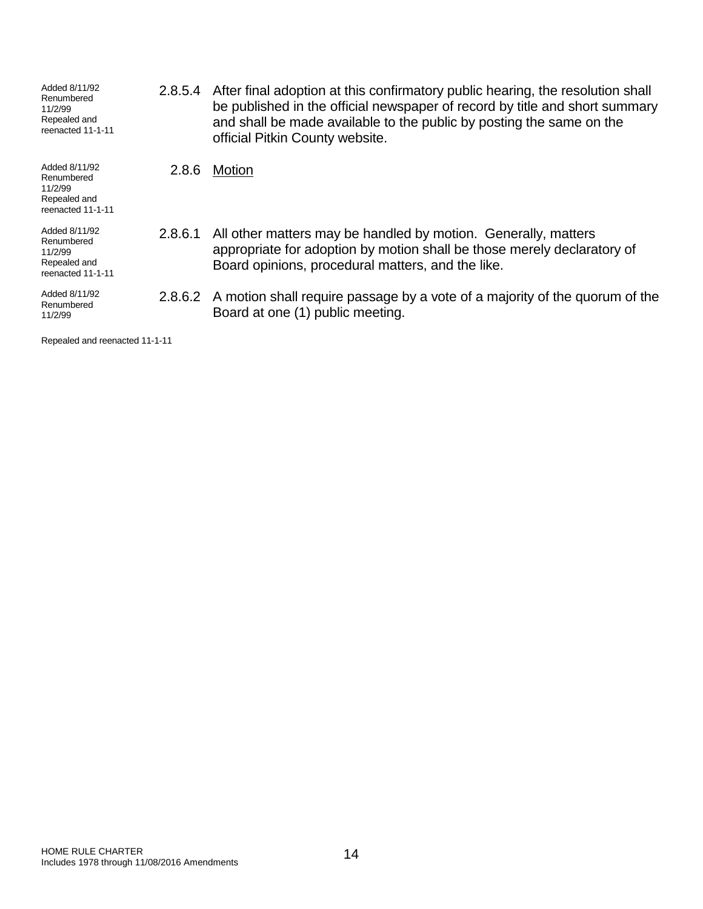Added 8/11/92
Renumbered 11/2/99
Repealed and reenacted 11-1-11

2.8.5.4 After final adoption at this confirmatory public hearing, the resolution shall be published in the official newspaper of record by title and short summary and shall be made available to the public by posting the same on the official Pitkin County website.

Added 8/11/92
Renumbered 11/2/99
Repealed and reenacted 11-1-11

2.8.6 <u>Motion</u>

Added 8/11/92
Renumbered 11/2/99
Repealed and reenacted 11-1-11

2.8.6.1 All other matters may be handled by motion. Generally, matters appropriate for adoption by motion shall be those merely declaratory of Board opinions, procedural matters, and the like.

Added 8/11/92
Renumbered 11/2/99

2.8.6.2 A motion shall require passage by a vote of a majority of the quorum of the Board at one (1) public meeting.

Repealed and reenacted 11-1-11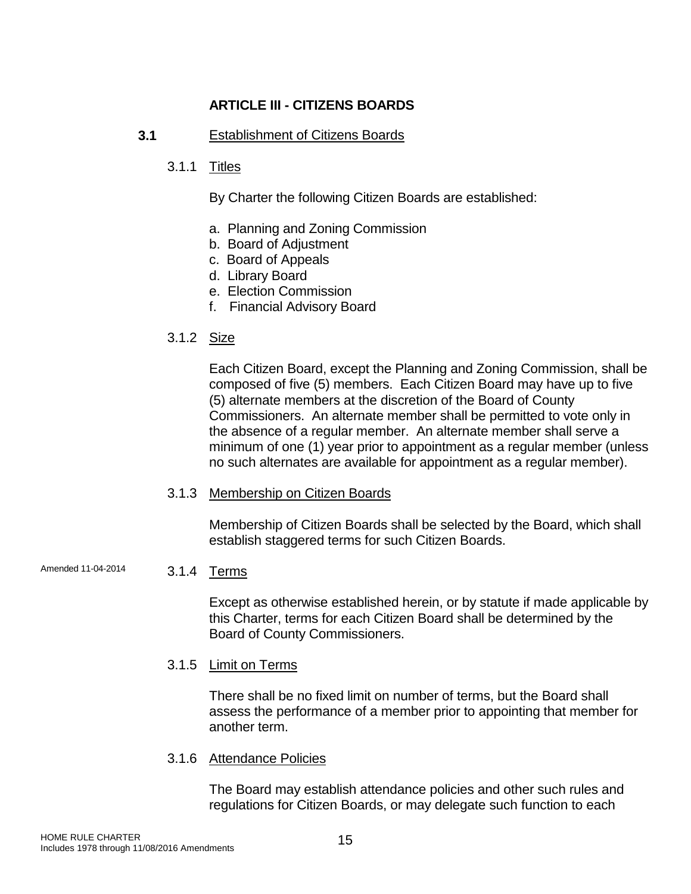## ARTICLE III - CITIZENS BOARDS

### 3.1 Establishment of Citizens Boards

#### 3.1.1 Titles

By Charter the following Citizen Boards are established:

a. Planning and Zoning Commission
b. Board of Adjustment
c. Board of Appeals
d. Library Board
e. Election Commission
f. Financial Advisory Board

#### 3.1.2 Size

Each Citizen Board, except the Planning and Zoning Commission, shall be composed of five (5) members. Each Citizen Board may have up to five (5) alternate members at the discretion of the Board of County Commissioners. An alternate member shall be permitted to vote only in the absence of a regular member. An alternate member shall serve a minimum of one (1) year prior to appointment as a regular member (unless no such alternates are available for appointment as a regular member).

#### 3.1.3 Membership on Citizen Boards

Membership of Citizen Boards shall be selected by the Board, which shall establish staggered terms for such Citizen Boards.

Amended 11-04-2014

#### 3.1.4 Terms

Except as otherwise established herein, or by statute if made applicable by this Charter, terms for each Citizen Board shall be determined by the Board of County Commissioners.

#### 3.1.5 Limit on Terms

There shall be no fixed limit on number of terms, but the Board shall assess the performance of a member prior to appointing that member for another term.

#### 3.1.6 Attendance Policies

The Board may establish attendance policies and other such rules and regulations for Citizen Boards, or may delegate such function to each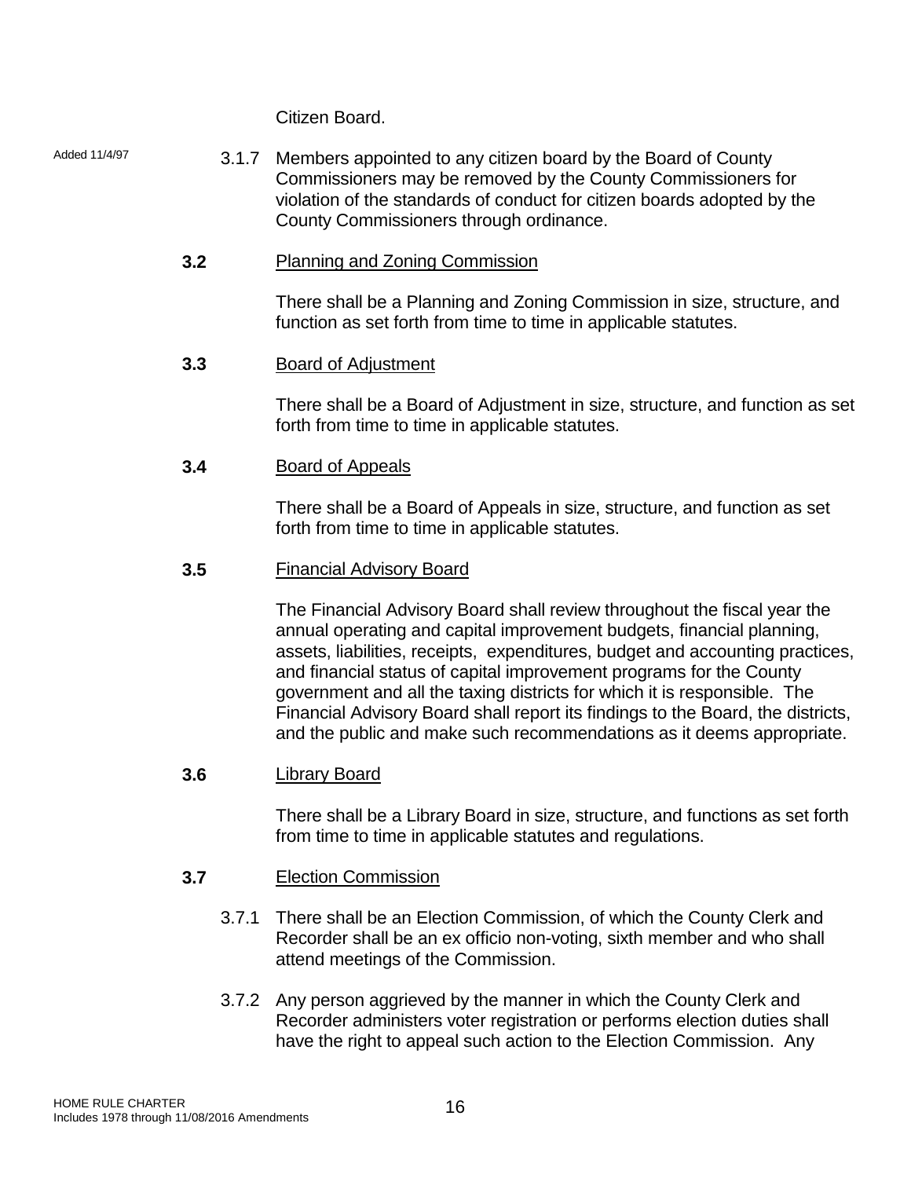Citizen Board.

Added 11/4/97

3.1.7 Members appointed to any citizen board by the Board of County Commissioners may be removed by the County Commissioners for violation of the standards of conduct for citizen boards adopted by the County Commissioners through ordinance.

**3.2** Planning and Zoning Commission

There shall be a Planning and Zoning Commission in size, structure, and function as set forth from time to time in applicable statutes.

**3.3** Board of Adjustment

There shall be a Board of Adjustment in size, structure, and function as set forth from time to time in applicable statutes.

**3.4** Board of Appeals

There shall be a Board of Appeals in size, structure, and function as set forth from time to time in applicable statutes.

**3.5** Financial Advisory Board

The Financial Advisory Board shall review throughout the fiscal year the annual operating and capital improvement budgets, financial planning, assets, liabilities, receipts, expenditures, budget and accounting practices, and financial status of capital improvement programs for the County government and all the taxing districts for which it is responsible. The Financial Advisory Board shall report its findings to the Board, the districts, and the public and make such recommendations as it deems appropriate.

**3.6** Library Board

There shall be a Library Board in size, structure, and functions as set forth from time to time in applicable statutes and regulations.

**3.7** Election Commission

3.7.1 There shall be an Election Commission, of which the County Clerk and Recorder shall be an ex officio non-voting, sixth member and who shall attend meetings of the Commission.

3.7.2 Any person aggrieved by the manner in which the County Clerk and Recorder administers voter registration or performs election duties shall have the right to appeal such action to the Election Commission. Any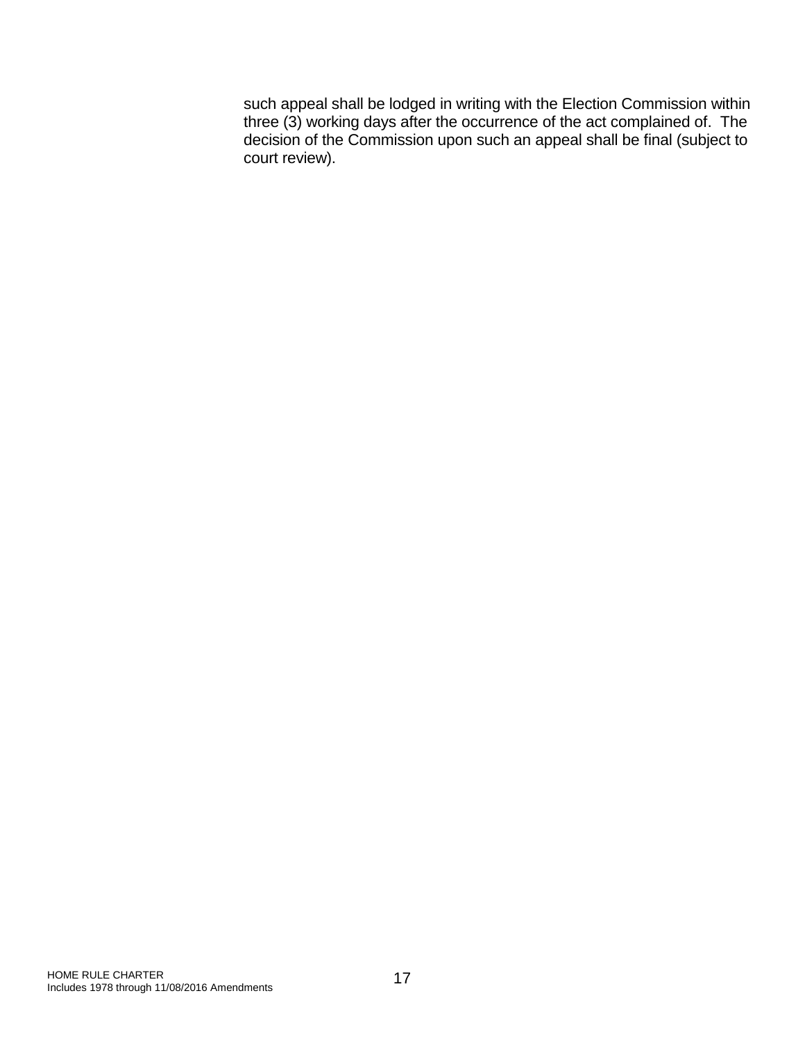such appeal shall be lodged in writing with the Election Commission within three (3) working days after the occurrence of the act complained of. The decision of the Commission upon such an appeal shall be final (subject to court review).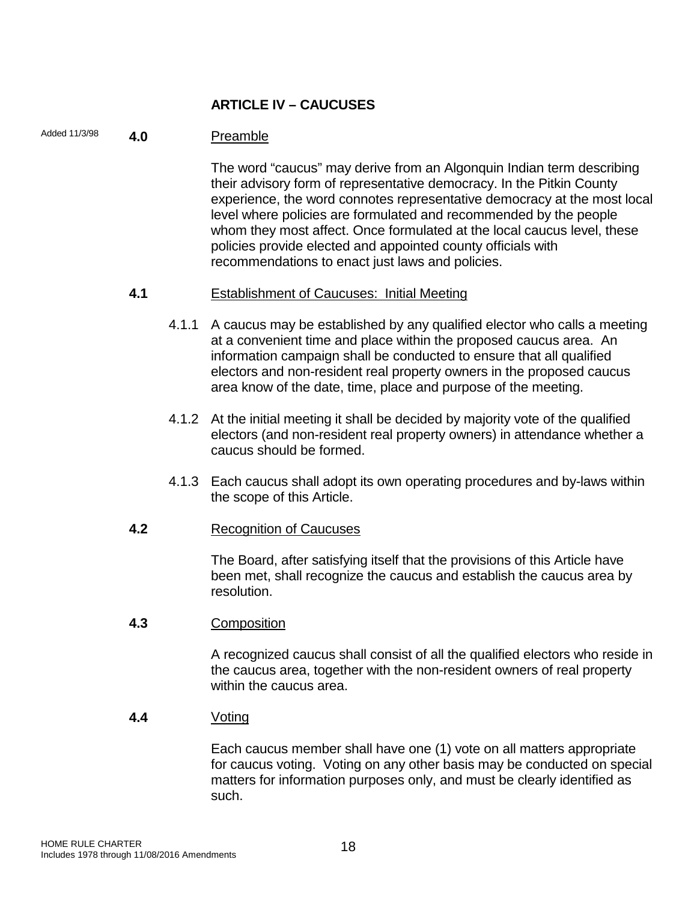## ARTICLE IV – CAUCUSES

Added 11/3/98

**4.0** Preamble

The word "caucus" may derive from an Algonquin Indian term describing their advisory form of representative democracy. In the Pitkin County experience, the word connotes representative democracy at the most local level where policies are formulated and recommended by the people whom they most affect. Once formulated at the local caucus level, these policies provide elected and appointed county officials with recommendations to enact just laws and policies.

**4.1** Establishment of Caucuses: Initial Meeting

4.1.1 A caucus may be established by any qualified elector who calls a meeting at a convenient time and place within the proposed caucus area. An information campaign shall be conducted to ensure that all qualified electors and non-resident real property owners in the proposed caucus area know of the date, time, place and purpose of the meeting.

4.1.2 At the initial meeting it shall be decided by majority vote of the qualified electors (and non-resident real property owners) in attendance whether a caucus should be formed.

4.1.3 Each caucus shall adopt its own operating procedures and by-laws within the scope of this Article.

**4.2** Recognition of Caucuses

The Board, after satisfying itself that the provisions of this Article have been met, shall recognize the caucus and establish the caucus area by resolution.

**4.3** Composition

A recognized caucus shall consist of all the qualified electors who reside in the caucus area, together with the non-resident owners of real property within the caucus area.

**4.4** Voting

Each caucus member shall have one (1) vote on all matters appropriate for caucus voting. Voting on any other basis may be conducted on special matters for information purposes only, and must be clearly identified as such.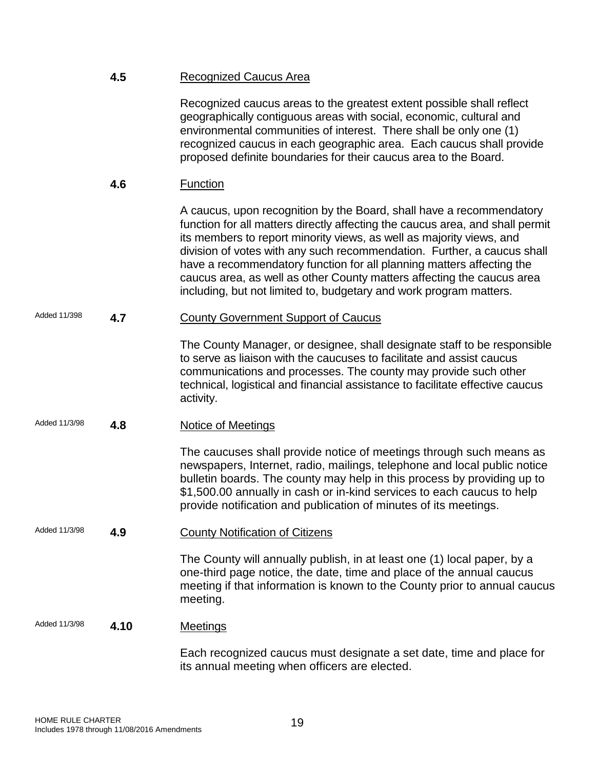**4.5** Recognized Caucus Area

Recognized caucus areas to the greatest extent possible shall reflect geographically contiguous areas with social, economic, cultural and environmental communities of interest. There shall be only one (1) recognized caucus in each geographic area. Each caucus shall provide proposed definite boundaries for their caucus area to the Board.

**4.6** Function

A caucus, upon recognition by the Board, shall have a recommendatory function for all matters directly affecting the caucus area, and shall permit its members to report minority views, as well as majority views, and division of votes with any such recommendation. Further, a caucus shall have a recommendatory function for all planning matters affecting the caucus area, as well as other County matters affecting the caucus area including, but not limited to, budgetary and work program matters.

Added 11/398

**4.7** County Government Support of Caucus

The County Manager, or designee, shall designate staff to be responsible to serve as liaison with the caucuses to facilitate and assist caucus communications and processes. The county may provide such other technical, logistical and financial assistance to facilitate effective caucus activity.

Added 11/3/98

**4.8** Notice of Meetings

The caucuses shall provide notice of meetings through such means as newspapers, Internet, radio, mailings, telephone and local public notice bulletin boards. The county may help in this process by providing up to $1,500.00 annually in cash or in-kind services to each caucus to help provide notification and publication of minutes of its meetings.

Added 11/3/98

**4.9** County Notification of Citizens

The County will annually publish, in at least one (1) local paper, by a one-third page notice, the date, time and place of the annual caucus meeting if that information is known to the County prior to annual caucus meeting.

Added 11/3/98

**4.10** Meetings

Each recognized caucus must designate a set date, time and place for its annual meeting when officers are elected.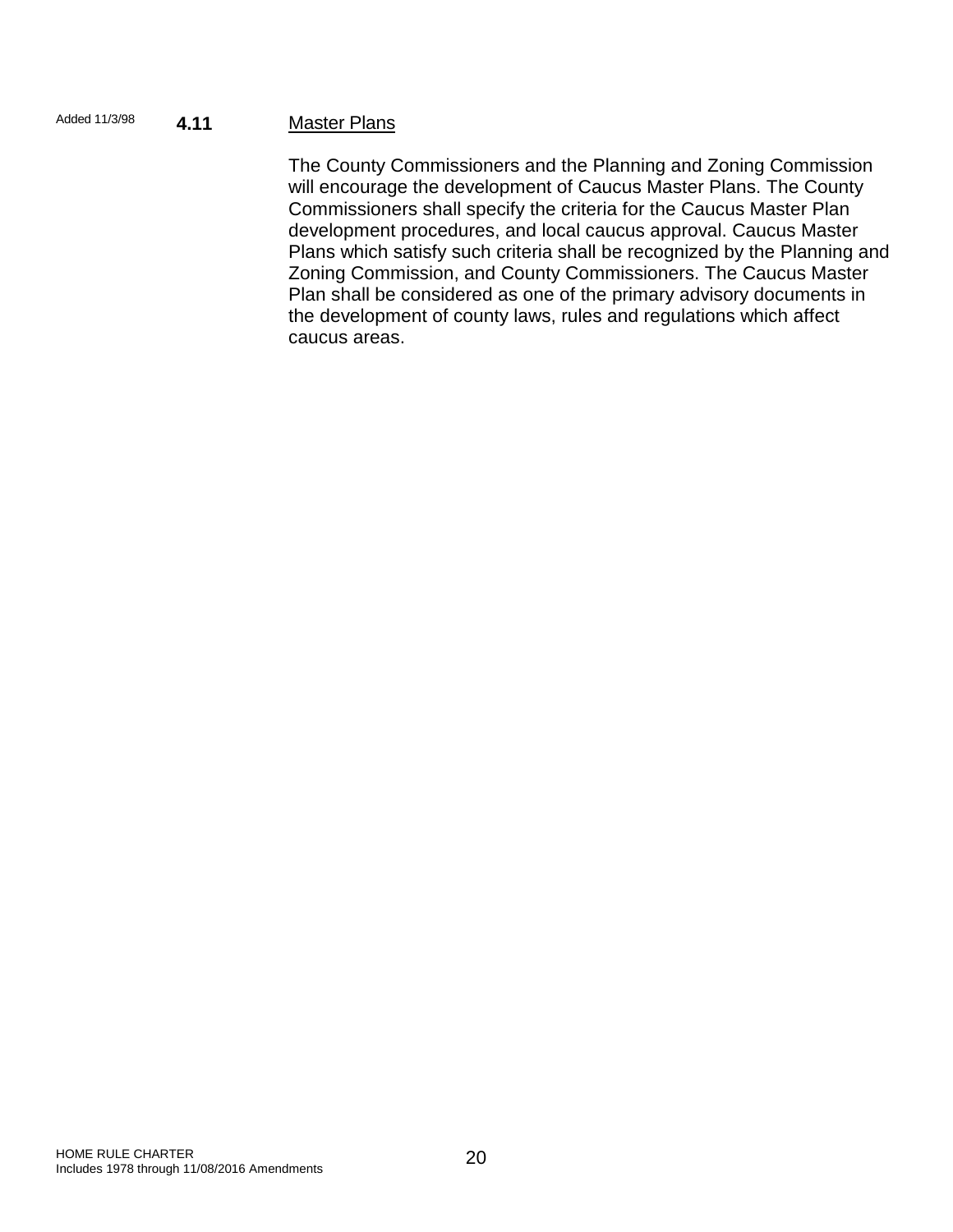Added 11/3/98

**4.11** Master Plans

The County Commissioners and the Planning and Zoning Commission will encourage the development of Caucus Master Plans. The County Commissioners shall specify the criteria for the Caucus Master Plan development procedures, and local caucus approval. Caucus Master Plans which satisfy such criteria shall be recognized by the Planning and Zoning Commission, and County Commissioners. The Caucus Master Plan shall be considered as one of the primary advisory documents in the development of county laws, rules and regulations which affect caucus areas.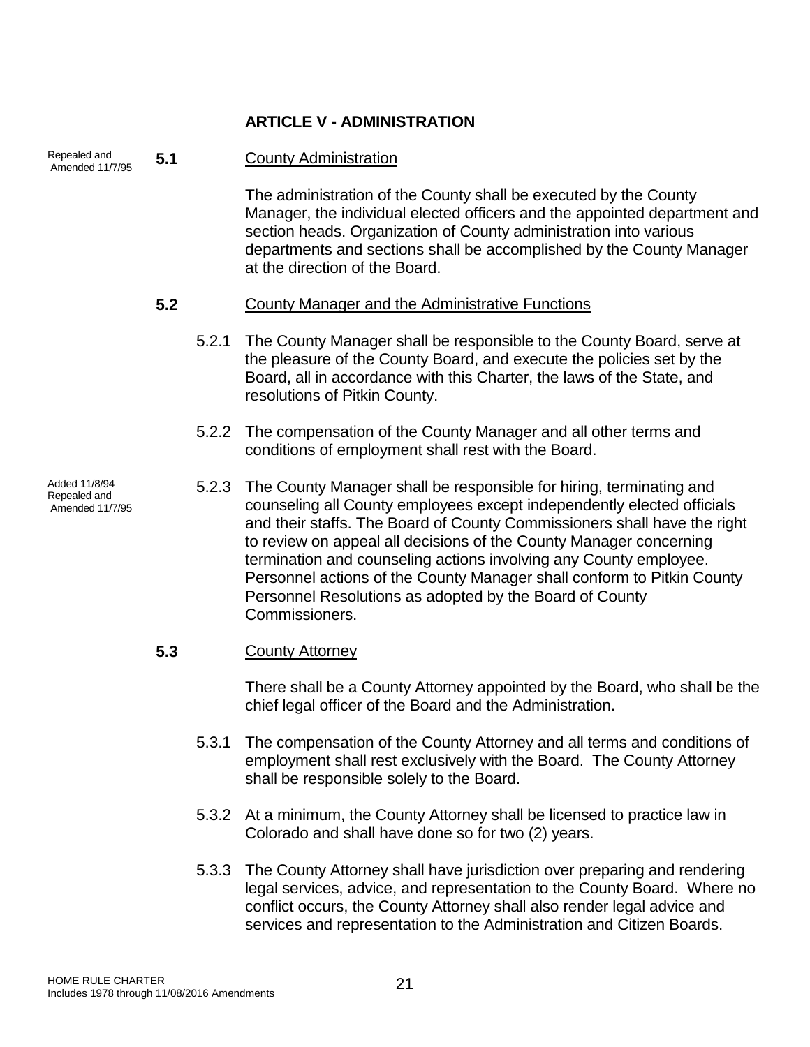## ARTICLE V - ADMINISTRATION

Repealed and Amended 11/7/95

**5.1** County Administration

The administration of the County shall be executed by the County Manager, the individual elected officers and the appointed department and section heads. Organization of County administration into various departments and sections shall be accomplished by the County Manager at the direction of the Board.

**5.2** County Manager and the Administrative Functions

5.2.1 The County Manager shall be responsible to the County Board, serve at the pleasure of the County Board, and execute the policies set by the Board, all in accordance with this Charter, the laws of the State, and resolutions of Pitkin County.

5.2.2 The compensation of the County Manager and all other terms and conditions of employment shall rest with the Board.

Added 11/8/94 Repealed and Amended 11/7/95

5.2.3 The County Manager shall be responsible for hiring, terminating and counseling all County employees except independently elected officials and their staffs. The Board of County Commissioners shall have the right to review on appeal all decisions of the County Manager concerning termination and counseling actions involving any County employee. Personnel actions of the County Manager shall conform to Pitkin County Personnel Resolutions as adopted by the Board of County Commissioners.

**5.3** County Attorney

There shall be a County Attorney appointed by the Board, who shall be the chief legal officer of the Board and the Administration.

5.3.1 The compensation of the County Attorney and all terms and conditions of employment shall rest exclusively with the Board. The County Attorney shall be responsible solely to the Board.

5.3.2 At a minimum, the County Attorney shall be licensed to practice law in Colorado and shall have done so for two (2) years.

5.3.3 The County Attorney shall have jurisdiction over preparing and rendering legal services, advice, and representation to the County Board. Where no conflict occurs, the County Attorney shall also render legal advice and services and representation to the Administration and Citizen Boards.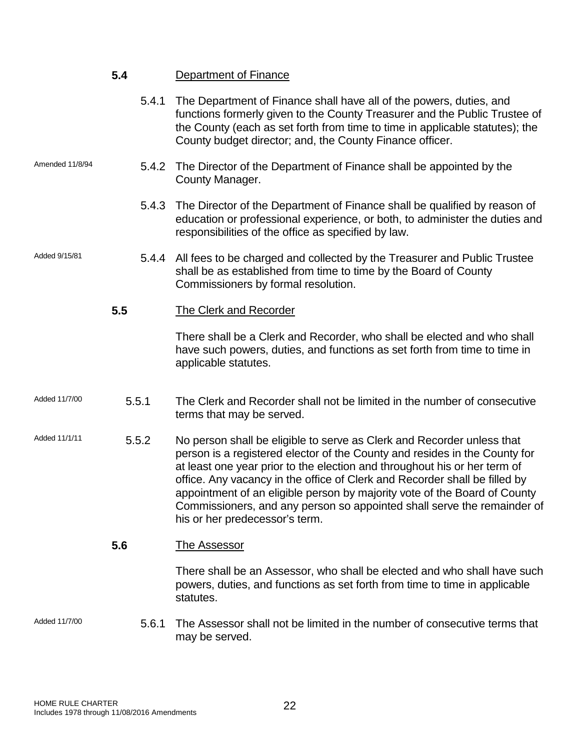### **5.4** Department of Finance

5.4.1 The Department of Finance shall have all of the powers, duties, and functions formerly given to the County Treasurer and the Public Trustee of the County (each as set forth from time to time in applicable statutes); the County budget director; and, the County Finance officer.

Amended 11/8/94

5.4.2 The Director of the Department of Finance shall be appointed by the County Manager.

5.4.3 The Director of the Department of Finance shall be qualified by reason of education or professional experience, or both, to administer the duties and responsibilities of the office as specified by law.

Added 9/15/81

5.4.4 All fees to be charged and collected by the Treasurer and Public Trustee shall be as established from time to time by the Board of County Commissioners by formal resolution.

### **5.5** The Clerk and Recorder

There shall be a Clerk and Recorder, who shall be elected and who shall have such powers, duties, and functions as set forth from time to time in applicable statutes.

Added 11/7/00

5.5.1 The Clerk and Recorder shall not be limited in the number of consecutive terms that may be served.

Added 11/1/11

5.5.2 No person shall be eligible to serve as Clerk and Recorder unless that person is a registered elector of the County and resides in the County for at least one year prior to the election and throughout his or her term of office. Any vacancy in the office of Clerk and Recorder shall be filled by appointment of an eligible person by majority vote of the Board of County Commissioners, and any person so appointed shall serve the remainder of his or her predecessor's term.

### **5.6** The Assessor

There shall be an Assessor, who shall be elected and who shall have such powers, duties, and functions as set forth from time to time in applicable statutes.

Added 11/7/00

5.6.1 The Assessor shall not be limited in the number of consecutive terms that may be served.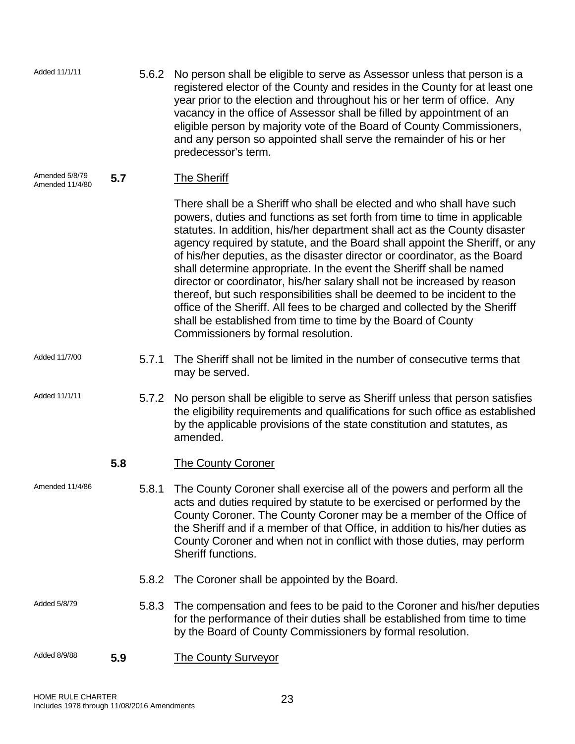Added 11/1/11

5.6.2 No person shall be eligible to serve as Assessor unless that person is a registered elector of the County and resides in the County for at least one year prior to the election and throughout his or her term of office. Any vacancy in the office of Assessor shall be filled by appointment of an eligible person by majority vote of the Board of County Commissioners, and any person so appointed shall serve the remainder of his or her predecessor's term.

Amended 5/8/79
Amended 11/4/80

## 5.7 The Sheriff

There shall be a Sheriff who shall be elected and who shall have such powers, duties and functions as set forth from time to time in applicable statutes. In addition, his/her department shall act as the County disaster agency required by statute, and the Board shall appoint the Sheriff, or any of his/her deputies, as the disaster director or coordinator, as the Board shall determine appropriate. In the event the Sheriff shall be named director or coordinator, his/her salary shall not be increased by reason thereof, but such responsibilities shall be deemed to be incident to the office of the Sheriff. All fees to be charged and collected by the Sheriff shall be established from time to time by the Board of County Commissioners by formal resolution.

Added 11/7/00

5.7.1 The Sheriff shall not be limited in the number of consecutive terms that may be served.

Added 11/1/11

5.7.2 No person shall be eligible to serve as Sheriff unless that person satisfies the eligibility requirements and qualifications for such office as established by the applicable provisions of the state constitution and statutes, as amended.

## 5.8 The County Coroner

Amended 11/4/86

5.8.1 The County Coroner shall exercise all of the powers and perform all the acts and duties required by statute to be exercised or performed by the County Coroner. The County Coroner may be a member of the Office of the Sheriff and if a member of that Office, in addition to his/her duties as County Coroner and when not in conflict with those duties, may perform Sheriff functions.

5.8.2 The Coroner shall be appointed by the Board.

Added 5/8/79

5.8.3 The compensation and fees to be paid to the Coroner and his/her deputies for the performance of their duties shall be established from time to time by the Board of County Commissioners by formal resolution.

Added 8/9/88

## 5.9 The County Surveyor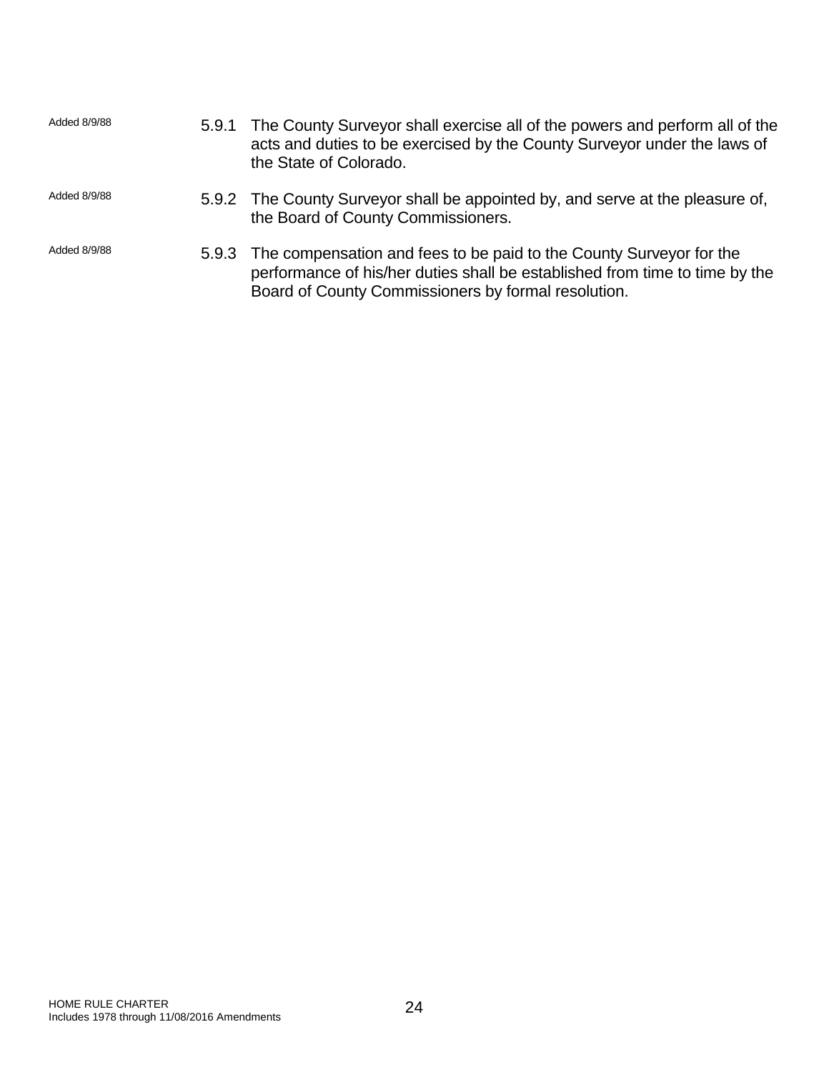Added 8/9/88

5.9.1 The County Surveyor shall exercise all of the powers and perform all of the acts and duties to be exercised by the County Surveyor under the laws of the State of Colorado.

Added 8/9/88

5.9.2 The County Surveyor shall be appointed by, and serve at the pleasure of, the Board of County Commissioners.

Added 8/9/88

5.9.3 The compensation and fees to be paid to the County Surveyor for the performance of his/her duties shall be established from time to time by the Board of County Commissioners by formal resolution.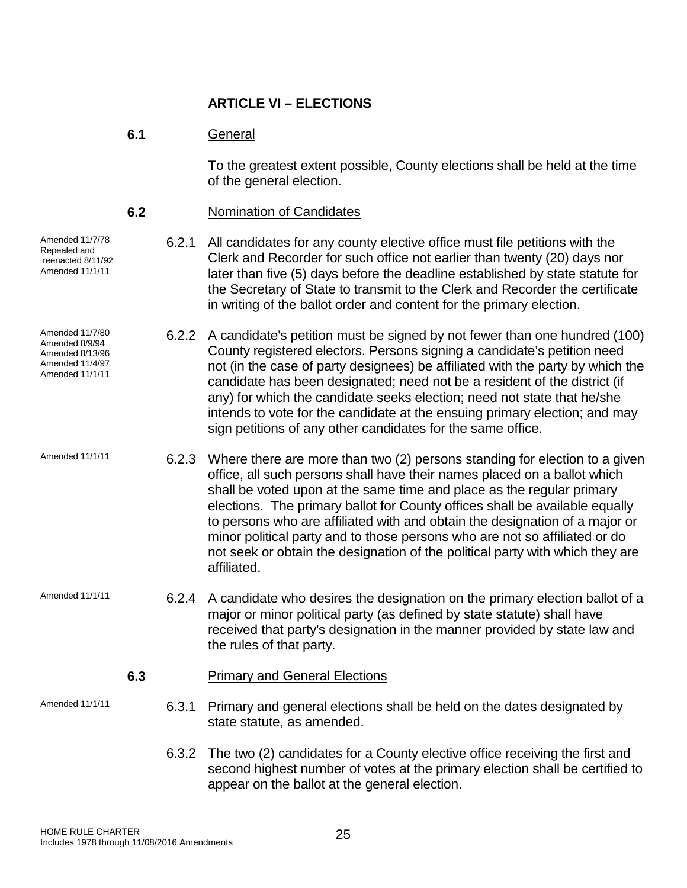# ARTICLE VI – ELECTIONS

**6.1** General

To the greatest extent possible, County elections shall be held at the time of the general election.

**6.2** Nomination of Candidates

Amended 11/7/78
Repealed and reenacted 8/11/92
Amended 11/1/11

6.2.1 All candidates for any county elective office must file petitions with the Clerk and Recorder for such office not earlier than twenty (20) days nor later than five (5) days before the deadline established by state statute for the Secretary of State to transmit to the Clerk and Recorder the certificate in writing of the ballot order and content for the primary election.

Amended 11/7/80
Amended 8/9/94
Amended 8/13/96
Amended 11/4/97
Amended 11/1/11

6.2.2 A candidate's petition must be signed by not fewer than one hundred (100) County registered electors. Persons signing a candidate's petition need not (in the case of party designees) be affiliated with the party by which the candidate has been designated; need not be a resident of the district (if any) for which the candidate seeks election; need not state that he/she intends to vote for the candidate at the ensuing primary election; and may sign petitions of any other candidates for the same office.

Amended 11/1/11

6.2.3 Where there are more than two (2) persons standing for election to a given office, all such persons shall have their names placed on a ballot which shall be voted upon at the same time and place as the regular primary elections. The primary ballot for County offices shall be available equally to persons who are affiliated with and obtain the designation of a major or minor political party and to those persons who are not so affiliated or do not seek or obtain the designation of the political party with which they are affiliated.

Amended 11/1/11

6.2.4 A candidate who desires the designation on the primary election ballot of a major or minor political party (as defined by state statute) shall have received that party's designation in the manner provided by state law and the rules of that party.

**6.3** Primary and General Elections

Amended 11/1/11

6.3.1 Primary and general elections shall be held on the dates designated by state statute, as amended.

6.3.2 The two (2) candidates for a County elective office receiving the first and second highest number of votes at the primary election shall be certified to appear on the ballot at the general election.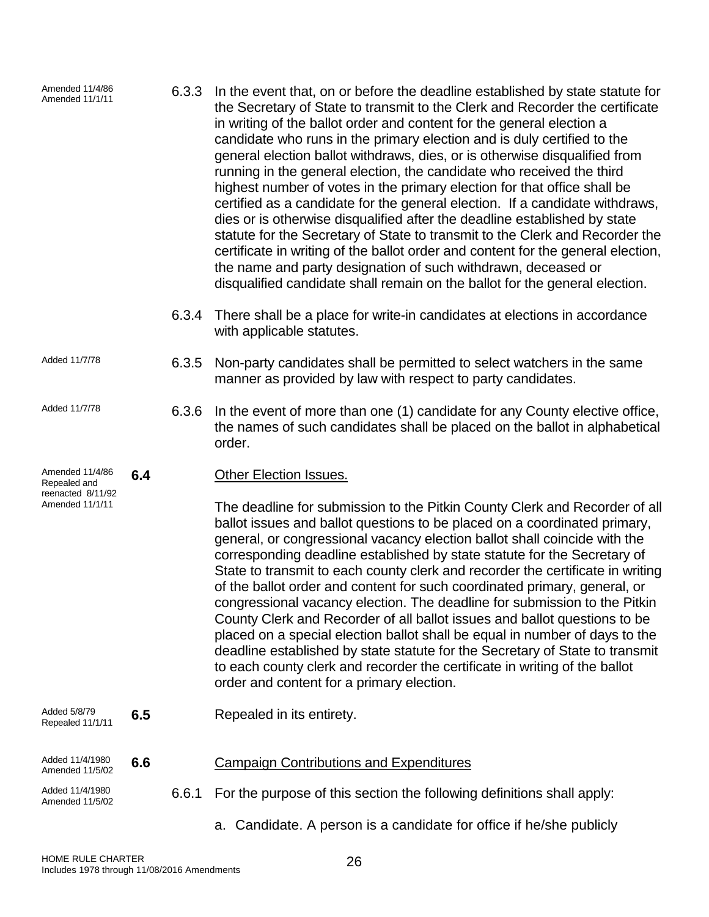Amended 11/4/86
Amended 11/1/11

6.3.3 In the event that, on or before the deadline established by state statute for the Secretary of State to transmit to the Clerk and Recorder the certificate in writing of the ballot order and content for the general election a candidate who runs in the primary election and is duly certified to the general election ballot withdraws, dies, or is otherwise disqualified from running in the general election, the candidate who received the third highest number of votes in the primary election for that office shall be certified as a candidate for the general election. If a candidate withdraws, dies or is otherwise disqualified after the deadline established by state statute for the Secretary of State to transmit to the Clerk and Recorder the certificate in writing of the ballot order and content for the general election, the name and party designation of such withdrawn, deceased or disqualified candidate shall remain on the ballot for the general election.

6.3.4 There shall be a place for write-in candidates at elections in accordance with applicable statutes.

Added 11/7/78

6.3.5 Non-party candidates shall be permitted to select watchers in the same manner as provided by law with respect to party candidates.

Added 11/7/78

6.3.6 In the event of more than one (1) candidate for any County elective office, the names of such candidates shall be placed on the ballot in alphabetical order.

Amended 11/4/86
Repealed and reenacted 8/11/92
Amended 11/1/11

**6.4** Other Election Issues.

The deadline for submission to the Pitkin County Clerk and Recorder of all ballot issues and ballot questions to be placed on a coordinated primary, general, or congressional vacancy election ballot shall coincide with the corresponding deadline established by state statute for the Secretary of State to transmit to each county clerk and recorder the certificate in writing of the ballot order and content for such coordinated primary, general, or congressional vacancy election. The deadline for submission to the Pitkin County Clerk and Recorder of all ballot issues and ballot questions to be placed on a special election ballot shall be equal in number of days to the deadline established by state statute for the Secretary of State to transmit to each county clerk and recorder the certificate in writing of the ballot order and content for a primary election.

Added 5/8/79
Repealed 11/1/11

**6.5** Repealed in its entirety.

Added 11/4/1980
Amended 11/5/02

**6.6** Campaign Contributions and Expenditures

Added 11/4/1980
Amended 11/5/02

6.6.1 For the purpose of this section the following definitions shall apply:

a. Candidate. A person is a candidate for office if he/she publicly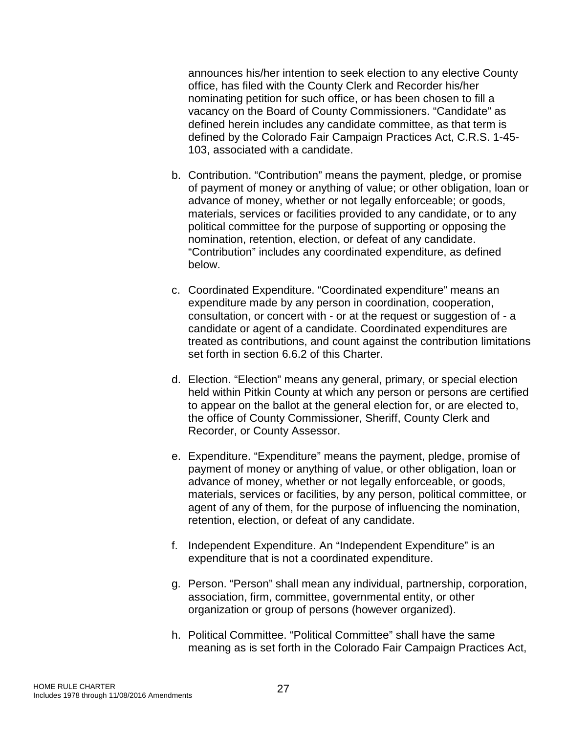announces his/her intention to seek election to any elective County office, has filed with the County Clerk and Recorder his/her nominating petition for such office, or has been chosen to fill a vacancy on the Board of County Commissioners. “Candidate” as defined herein includes any candidate committee, as that term is defined by the Colorado Fair Campaign Practices Act, C.R.S. 1-45-103, associated with a candidate.

b. Contribution. “Contribution” means the payment, pledge, or promise of payment of money or anything of value; or other obligation, loan or advance of money, whether or not legally enforceable; or goods, materials, services or facilities provided to any candidate, or to any political committee for the purpose of supporting or opposing the nomination, retention, election, or defeat of any candidate. “Contribution” includes any coordinated expenditure, as defined below.

c. Coordinated Expenditure. “Coordinated expenditure” means an expenditure made by any person in coordination, cooperation, consultation, or concert with - or at the request or suggestion of - a candidate or agent of a candidate. Coordinated expenditures are treated as contributions, and count against the contribution limitations set forth in section 6.6.2 of this Charter.

d. Election. “Election” means any general, primary, or special election held within Pitkin County at which any person or persons are certified to appear on the ballot at the general election for, or are elected to, the office of County Commissioner, Sheriff, County Clerk and Recorder, or County Assessor.

e. Expenditure. “Expenditure” means the payment, pledge, promise of payment of money or anything of value, or other obligation, loan or advance of money, whether or not legally enforceable, or goods, materials, services or facilities, by any person, political committee, or agent of any of them, for the purpose of influencing the nomination, retention, election, or defeat of any candidate.

f. Independent Expenditure. An “Independent Expenditure” is an expenditure that is not a coordinated expenditure.

g. Person. “Person” shall mean any individual, partnership, corporation, association, firm, committee, governmental entity, or other organization or group of persons (however organized).

h. Political Committee. “Political Committee” shall have the same meaning as is set forth in the Colorado Fair Campaign Practices Act,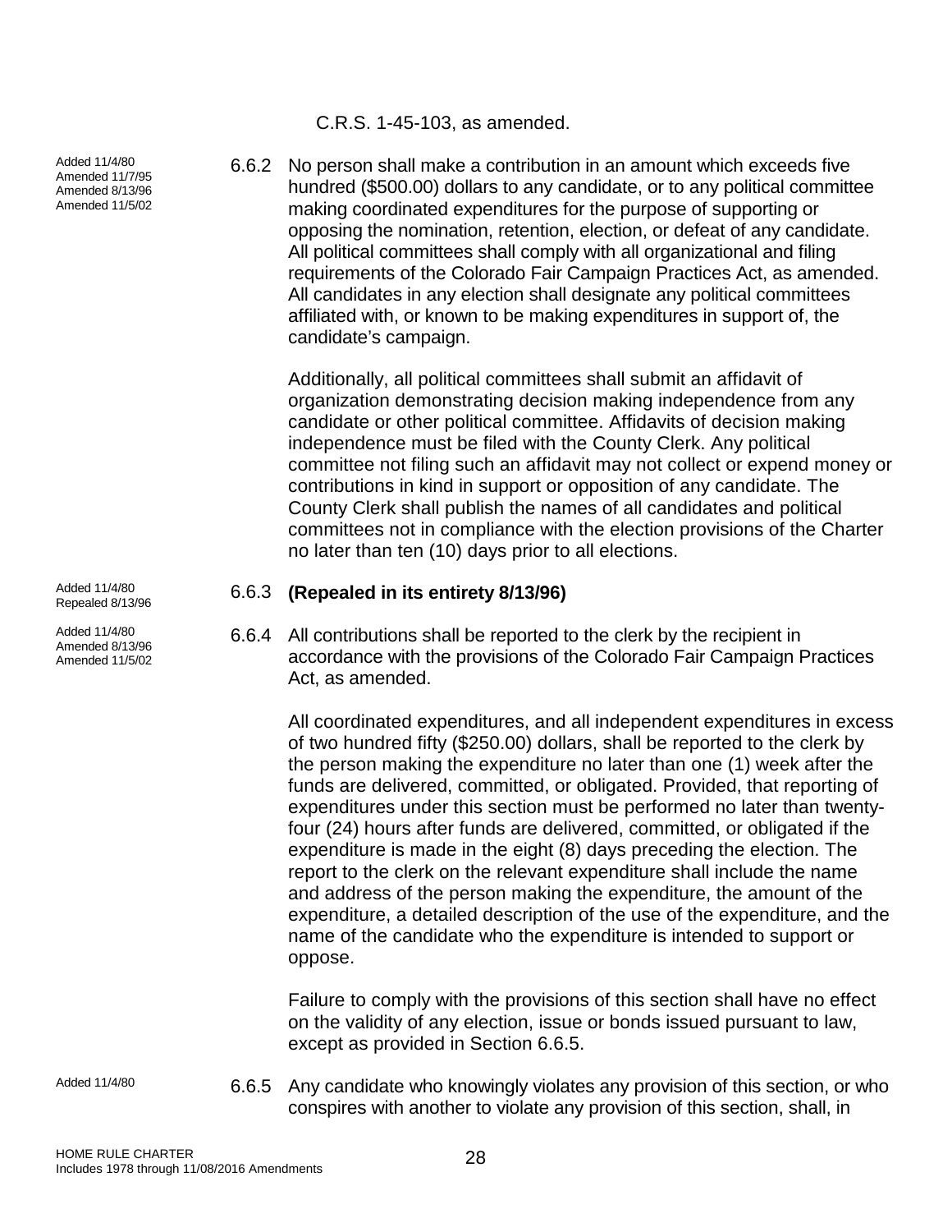C.R.S. 1-45-103, as amended.

Added 11/4/80
Amended 11/7/95
Amended 8/13/96
Amended 11/5/02

6.6.2 No person shall make a contribution in an amount which exceeds five hundred ($500.00) dollars to any candidate, or to any political committee making coordinated expenditures for the purpose of supporting or opposing the nomination, retention, election, or defeat of any candidate. All political committees shall comply with all organizational and filing requirements of the Colorado Fair Campaign Practices Act, as amended. All candidates in any election shall designate any political committees affiliated with, or known to be making expenditures in support of, the candidate's campaign.

Additionally, all political committees shall submit an affidavit of organization demonstrating decision making independence from any candidate or other political committee. Affidavits of decision making independence must be filed with the County Clerk. Any political committee not filing such an affidavit may not collect or expend money or contributions in kind in support or opposition of any candidate. The County Clerk shall publish the names of all candidates and political committees not in compliance with the election provisions of the Charter no later than ten (10) days prior to all elections.

Added 11/4/80
Repealed 8/13/96

6.6.3 **(Repealed in its entirety 8/13/96)**

Added 11/4/80
Amended 8/13/96
Amended 11/5/02

6.6.4 All contributions shall be reported to the clerk by the recipient in accordance with the provisions of the Colorado Fair Campaign Practices Act, as amended.

All coordinated expenditures, and all independent expenditures in excess of two hundred fifty ($250.00) dollars, shall be reported to the clerk by the person making the expenditure no later than one (1) week after the funds are delivered, committed, or obligated. Provided, that reporting of expenditures under this section must be performed no later than twenty-four (24) hours after funds are delivered, committed, or obligated if the expenditure is made in the eight (8) days preceding the election. The report to the clerk on the relevant expenditure shall include the name and address of the person making the expenditure, the amount of the expenditure, a detailed description of the use of the expenditure, and the name of the candidate who the expenditure is intended to support or oppose.

Failure to comply with the provisions of this section shall have no effect on the validity of any election, issue or bonds issued pursuant to law, except as provided in Section 6.6.5.

Added 11/4/80

6.6.5 Any candidate who knowingly violates any provision of this section, or who conspires with another to violate any provision of this section, shall, in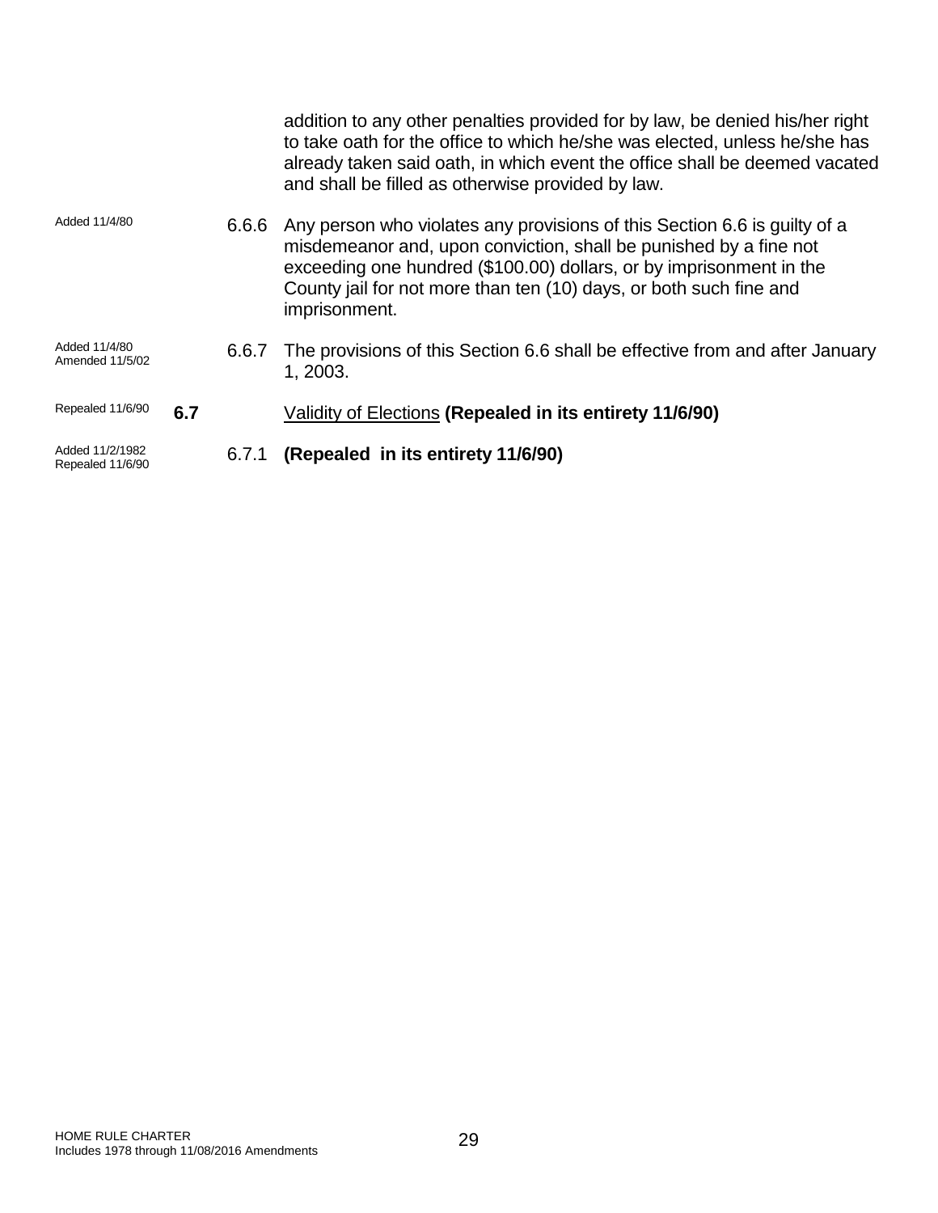addition to any other penalties provided for by law, be denied his/her right to take oath for the office to which he/she was elected, unless he/she has already taken said oath, in which event the office shall be deemed vacated and shall be filled as otherwise provided by law.

Added 11/4/80

6.6.6 Any person who violates any provisions of this Section 6.6 is guilty of a misdemeanor and, upon conviction, shall be punished by a fine not exceeding one hundred ($100.00) dollars, or by imprisonment in the County jail for not more than ten (10) days, or both such fine and imprisonment.

Added 11/4/80
Amended 11/5/02

6.6.7 The provisions of this Section 6.6 shall be effective from and after January 1, 2003.

Repealed 11/6/90

**6.7** Validity of Elections **(Repealed in its entirety 11/6/90)**

Added 11/2/1982
Repealed 11/6/90

6.7.1 **(Repealed in its entirety 11/6/90)**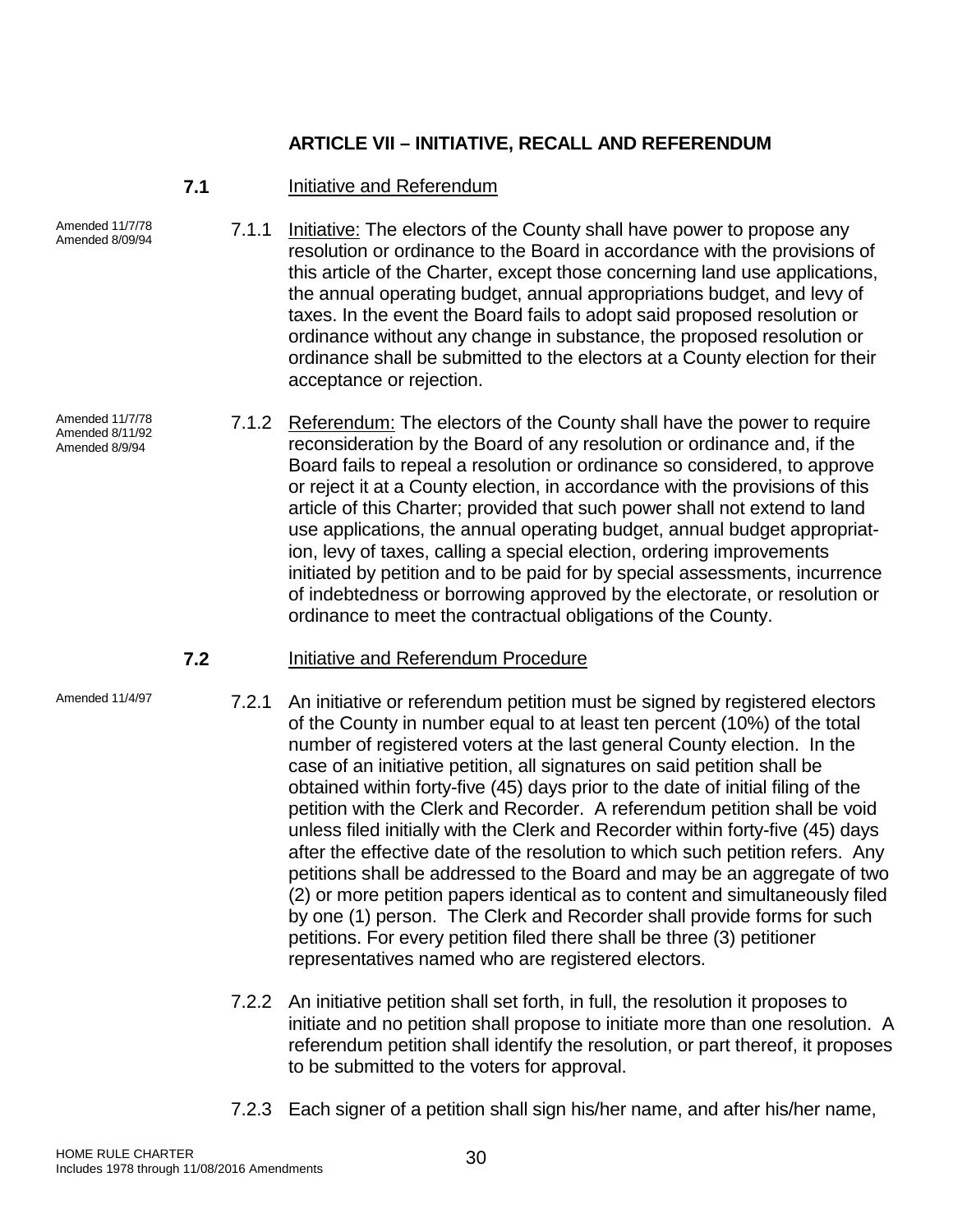## ARTICLE VII – INITIATIVE, RECALL AND REFERENDUM

### 7.1 Initiative and Referendum

Amended 11/7/78
Amended 8/09/94

7.1.1 Initiative: The electors of the County shall have power to propose any resolution or ordinance to the Board in accordance with the provisions of this article of the Charter, except those concerning land use applications, the annual operating budget, annual appropriations budget, and levy of taxes. In the event the Board fails to adopt said proposed resolution or ordinance without any change in substance, the proposed resolution or ordinance shall be submitted to the electors at a County election for their acceptance or rejection.

Amended 11/7/78
Amended 8/11/92
Amended 8/9/94

7.1.2 Referendum: The electors of the County shall have the power to require reconsideration by the Board of any resolution or ordinance and, if the Board fails to repeal a resolution or ordinance so considered, to approve or reject it at a County election, in accordance with the provisions of this article of this Charter; provided that such power shall not extend to land use applications, the annual operating budget, annual budget appropriation, levy of taxes, calling a special election, ordering improvements initiated by petition and to be paid for by special assessments, incurrence of indebtedness or borrowing approved by the electorate, or resolution or ordinance to meet the contractual obligations of the County.

### 7.2 Initiative and Referendum Procedure

Amended 11/4/97

7.2.1 An initiative or referendum petition must be signed by registered electors of the County in number equal to at least ten percent (10%) of the total number of registered voters at the last general County election. In the case of an initiative petition, all signatures on said petition shall be obtained within forty-five (45) days prior to the date of initial filing of the petition with the Clerk and Recorder. A referendum petition shall be void unless filed initially with the Clerk and Recorder within forty-five (45) days after the effective date of the resolution to which such petition refers. Any petitions shall be addressed to the Board and may be an aggregate of two (2) or more petition papers identical as to content and simultaneously filed by one (1) person. The Clerk and Recorder shall provide forms for such petitions. For every petition filed there shall be three (3) petitioner representatives named who are registered electors.

7.2.2 An initiative petition shall set forth, in full, the resolution it proposes to initiate and no petition shall propose to initiate more than one resolution. A referendum petition shall identify the resolution, or part thereof, it proposes to be submitted to the voters for approval.

7.2.3 Each signer of a petition shall sign his/her name, and after his/her name,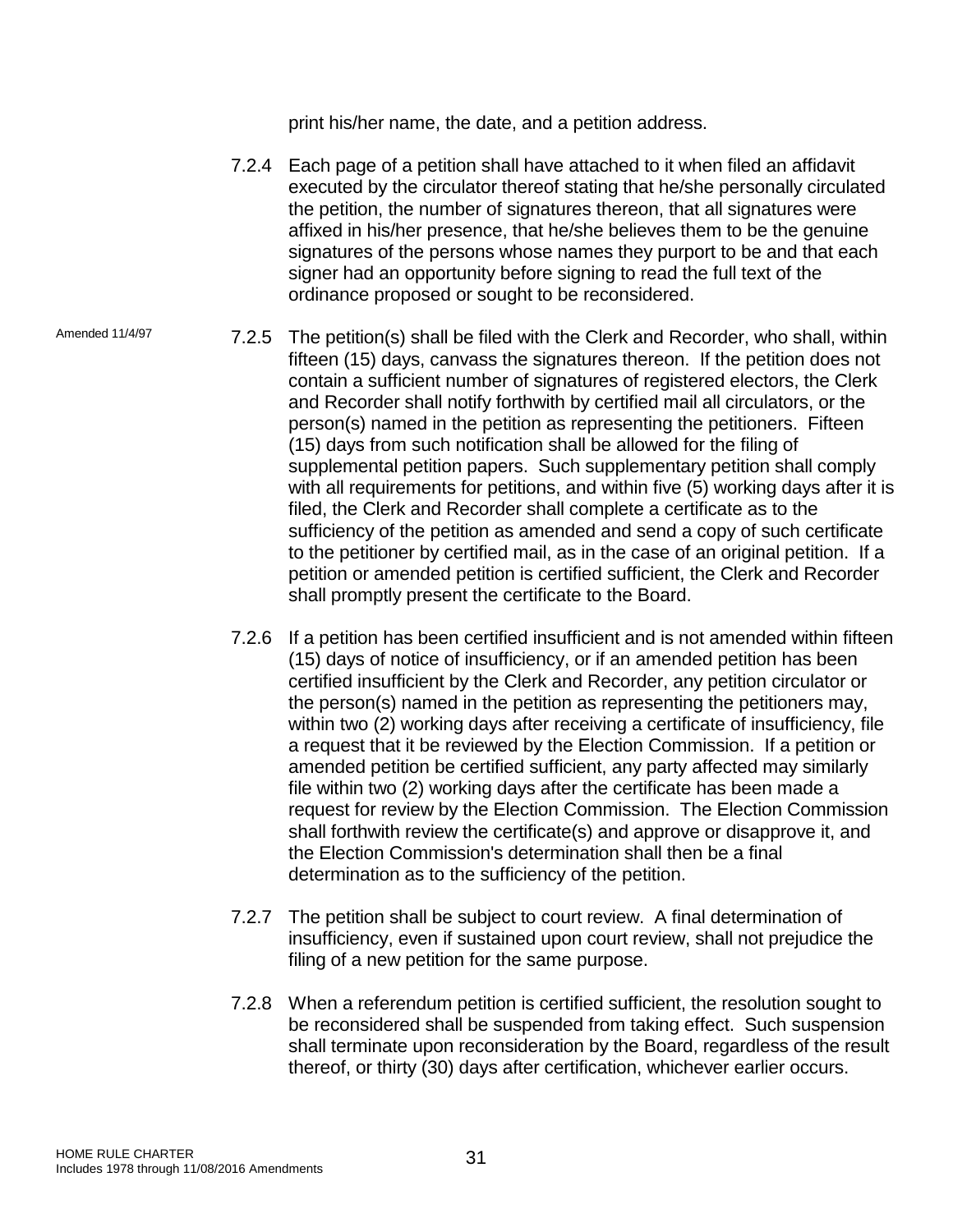print his/her name, the date, and a petition address.

7.2.4 Each page of a petition shall have attached to it when filed an affidavit executed by the circulator thereof stating that he/she personally circulated the petition, the number of signatures thereon, that all signatures were affixed in his/her presence, that he/she believes them to be the genuine signatures of the persons whose names they purport to be and that each signer had an opportunity before signing to read the full text of the ordinance proposed or sought to be reconsidered.

Amended 11/4/97

7.2.5 The petition(s) shall be filed with the Clerk and Recorder, who shall, within fifteen (15) days, canvass the signatures thereon. If the petition does not contain a sufficient number of signatures of registered electors, the Clerk and Recorder shall notify forthwith by certified mail all circulators, or the person(s) named in the petition as representing the petitioners. Fifteen (15) days from such notification shall be allowed for the filing of supplemental petition papers. Such supplementary petition shall comply with all requirements for petitions, and within five (5) working days after it is filed, the Clerk and Recorder shall complete a certificate as to the sufficiency of the petition as amended and send a copy of such certificate to the petitioner by certified mail, as in the case of an original petition. If a petition or amended petition is certified sufficient, the Clerk and Recorder shall promptly present the certificate to the Board.

7.2.6 If a petition has been certified insufficient and is not amended within fifteen (15) days of notice of insufficiency, or if an amended petition has been certified insufficient by the Clerk and Recorder, any petition circulator or the person(s) named in the petition as representing the petitioners may, within two (2) working days after receiving a certificate of insufficiency, file a request that it be reviewed by the Election Commission. If a petition or amended petition be certified sufficient, any party affected may similarly file within two (2) working days after the certificate has been made a request for review by the Election Commission. The Election Commission shall forthwith review the certificate(s) and approve or disapprove it, and the Election Commission's determination shall then be a final determination as to the sufficiency of the petition.

7.2.7 The petition shall be subject to court review. A final determination of insufficiency, even if sustained upon court review, shall not prejudice the filing of a new petition for the same purpose.

7.2.8 When a referendum petition is certified sufficient, the resolution sought to be reconsidered shall be suspended from taking effect. Such suspension shall terminate upon reconsideration by the Board, regardless of the result thereof, or thirty (30) days after certification, whichever earlier occurs.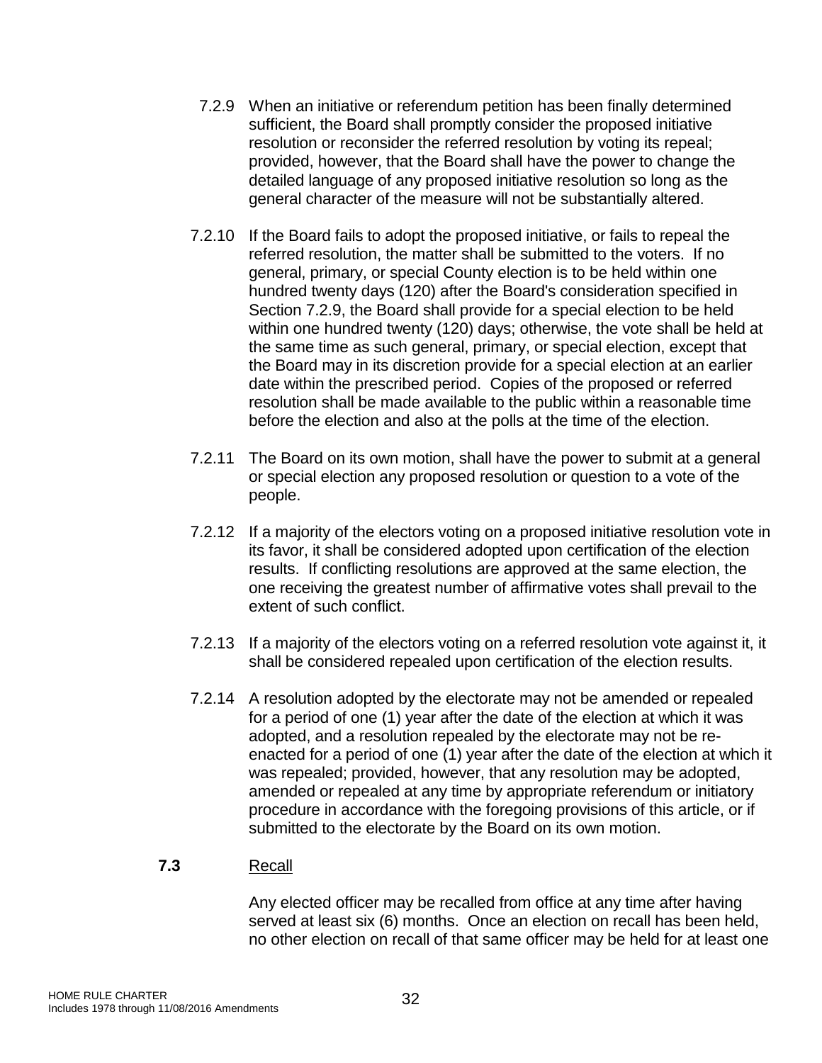7.2.9 When an initiative or referendum petition has been finally determined sufficient, the Board shall promptly consider the proposed initiative resolution or reconsider the referred resolution by voting its repeal; provided, however, that the Board shall have the power to change the detailed language of any proposed initiative resolution so long as the general character of the measure will not be substantially altered.

7.2.10 If the Board fails to adopt the proposed initiative, or fails to repeal the referred resolution, the matter shall be submitted to the voters. If no general, primary, or special County election is to be held within one hundred twenty days (120) after the Board's consideration specified in Section 7.2.9, the Board shall provide for a special election to be held within one hundred twenty (120) days; otherwise, the vote shall be held at the same time as such general, primary, or special election, except that the Board may in its discretion provide for a special election at an earlier date within the prescribed period. Copies of the proposed or referred resolution shall be made available to the public within a reasonable time before the election and also at the polls at the time of the election.

7.2.11 The Board on its own motion, shall have the power to submit at a general or special election any proposed resolution or question to a vote of the people.

7.2.12 If a majority of the electors voting on a proposed initiative resolution vote in its favor, it shall be considered adopted upon certification of the election results. If conflicting resolutions are approved at the same election, the one receiving the greatest number of affirmative votes shall prevail to the extent of such conflict.

7.2.13 If a majority of the electors voting on a referred resolution vote against it, it shall be considered repealed upon certification of the election results.

7.2.14 A resolution adopted by the electorate may not be amended or repealed for a period of one (1) year after the date of the election at which it was adopted, and a resolution repealed by the electorate may not be re-enacted for a period of one (1) year after the date of the election at which it was repealed; provided, however, that any resolution may be adopted, amended or repealed at any time by appropriate referendum or initiatory procedure in accordance with the foregoing provisions of this article, or if submitted to the electorate by the Board on its own motion.

**7.3** Recall

Any elected officer may be recalled from office at any time after having served at least six (6) months. Once an election on recall has been held, no other election on recall of that same officer may be held for at least one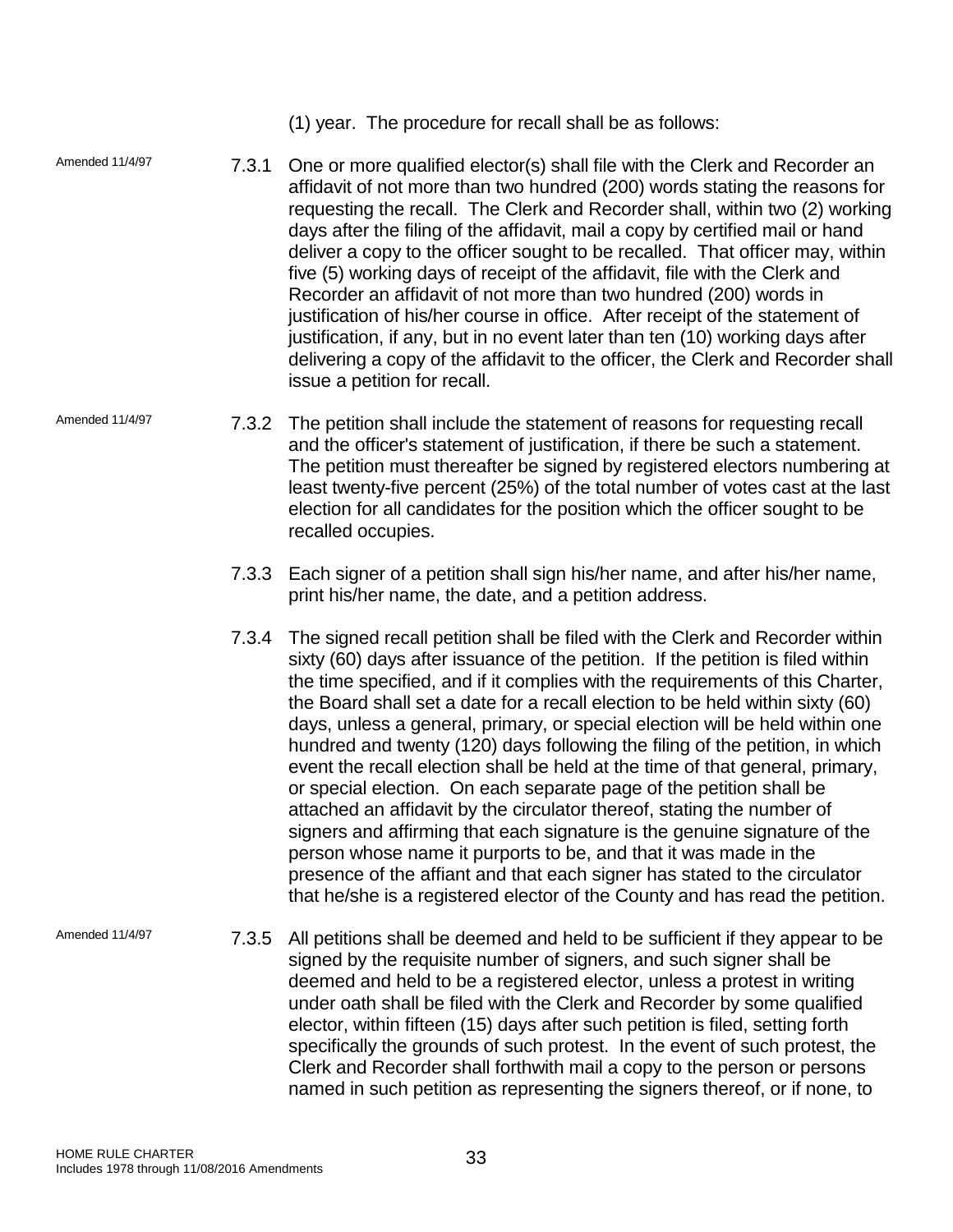(1) year. The procedure for recall shall be as follows:

Amended 11/4/97

7.3.1 One or more qualified elector(s) shall file with the Clerk and Recorder an affidavit of not more than two hundred (200) words stating the reasons for requesting the recall. The Clerk and Recorder shall, within two (2) working days after the filing of the affidavit, mail a copy by certified mail or hand deliver a copy to the officer sought to be recalled. That officer may, within five (5) working days of receipt of the affidavit, file with the Clerk and Recorder an affidavit of not more than two hundred (200) words in justification of his/her course in office. After receipt of the statement of justification, if any, but in no event later than ten (10) working days after delivering a copy of the affidavit to the officer, the Clerk and Recorder shall issue a petition for recall.

Amended 11/4/97

7.3.2 The petition shall include the statement of reasons for requesting recall and the officer's statement of justification, if there be such a statement. The petition must thereafter be signed by registered electors numbering at least twenty-five percent (25%) of the total number of votes cast at the last election for all candidates for the position which the officer sought to be recalled occupies.

7.3.3 Each signer of a petition shall sign his/her name, and after his/her name, print his/her name, the date, and a petition address.

7.3.4 The signed recall petition shall be filed with the Clerk and Recorder within sixty (60) days after issuance of the petition. If the petition is filed within the time specified, and if it complies with the requirements of this Charter, the Board shall set a date for a recall election to be held within sixty (60) days, unless a general, primary, or special election will be held within one hundred and twenty (120) days following the filing of the petition, in which event the recall election shall be held at the time of that general, primary, or special election. On each separate page of the petition shall be attached an affidavit by the circulator thereof, stating the number of signers and affirming that each signature is the genuine signature of the person whose name it purports to be, and that it was made in the presence of the affiant and that each signer has stated to the circulator that he/she is a registered elector of the County and has read the petition.

Amended 11/4/97

7.3.5 All petitions shall be deemed and held to be sufficient if they appear to be signed by the requisite number of signers, and such signer shall be deemed and held to be a registered elector, unless a protest in writing under oath shall be filed with the Clerk and Recorder by some qualified elector, within fifteen (15) days after such petition is filed, setting forth specifically the grounds of such protest. In the event of such protest, the Clerk and Recorder shall forthwith mail a copy to the person or persons named in such petition as representing the signers thereof, or if none, to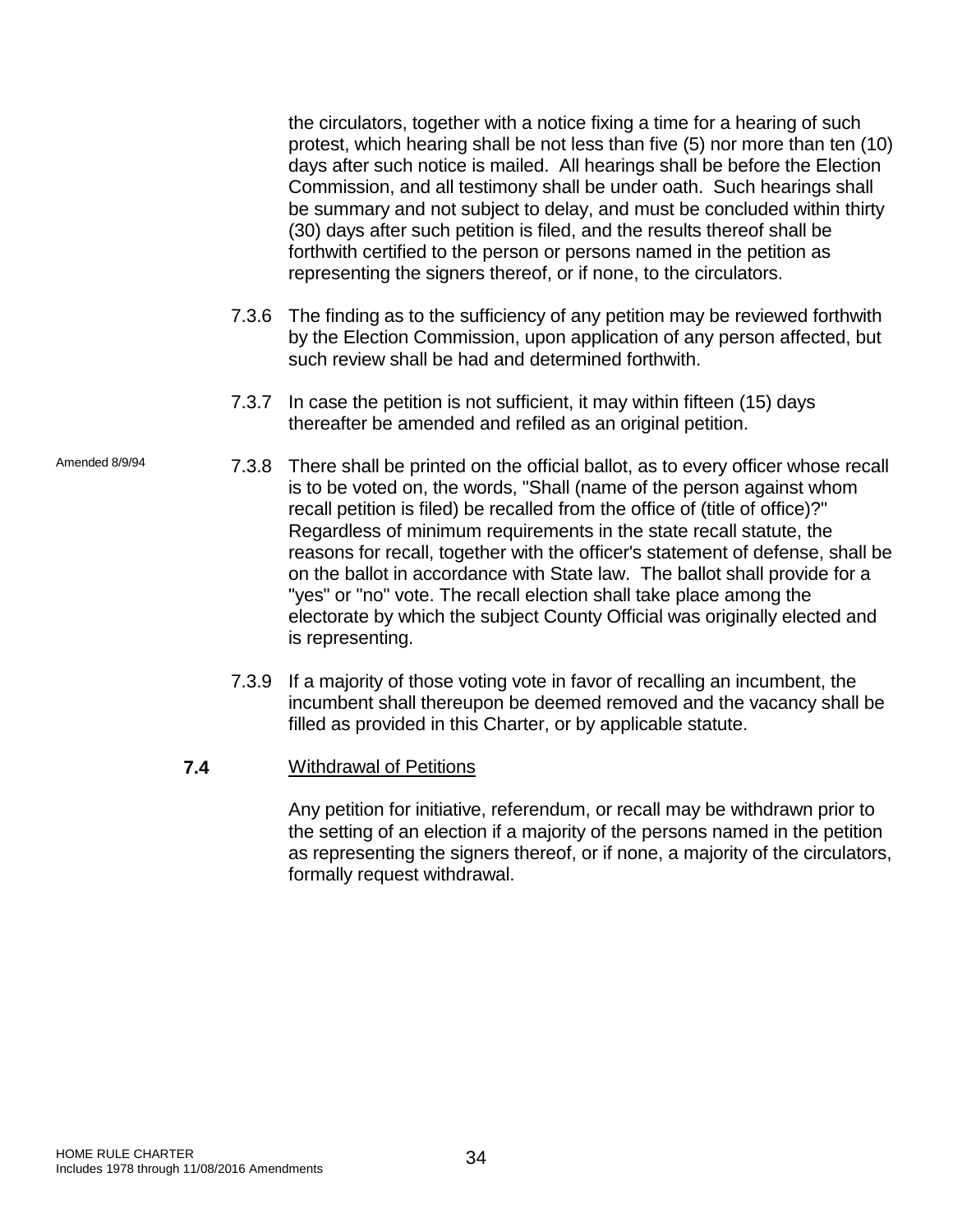the circulators, together with a notice fixing a time for a hearing of such protest, which hearing shall be not less than five (5) nor more than ten (10) days after such notice is mailed. All hearings shall be before the Election Commission, and all testimony shall be under oath. Such hearings shall be summary and not subject to delay, and must be concluded within thirty (30) days after such petition is filed, and the results thereof shall be forthwith certified to the person or persons named in the petition as representing the signers thereof, or if none, to the circulators.

7.3.6 The finding as to the sufficiency of any petition may be reviewed forthwith by the Election Commission, upon application of any person affected, but such review shall be had and determined forthwith.

7.3.7 In case the petition is not sufficient, it may within fifteen (15) days thereafter be amended and refiled as an original petition.

Amended 8/9/94

7.3.8 There shall be printed on the official ballot, as to every officer whose recall is to be voted on, the words, "Shall (name of the person against whom recall petition is filed) be recalled from the office of (title of office)?" Regardless of minimum requirements in the state recall statute, the reasons for recall, together with the officer's statement of defense, shall be on the ballot in accordance with State law. The ballot shall provide for a "yes" or "no" vote. The recall election shall take place among the electorate by which the subject County Official was originally elected and is representing.

7.3.9 If a majority of those voting vote in favor of recalling an incumbent, the incumbent shall thereupon be deemed removed and the vacancy shall be filled as provided in this Charter, or by applicable statute.

**7.4** Withdrawal of Petitions

Any petition for initiative, referendum, or recall may be withdrawn prior to the setting of an election if a majority of the persons named in the petition as representing the signers thereof, or if none, a majority of the circulators, formally request withdrawal.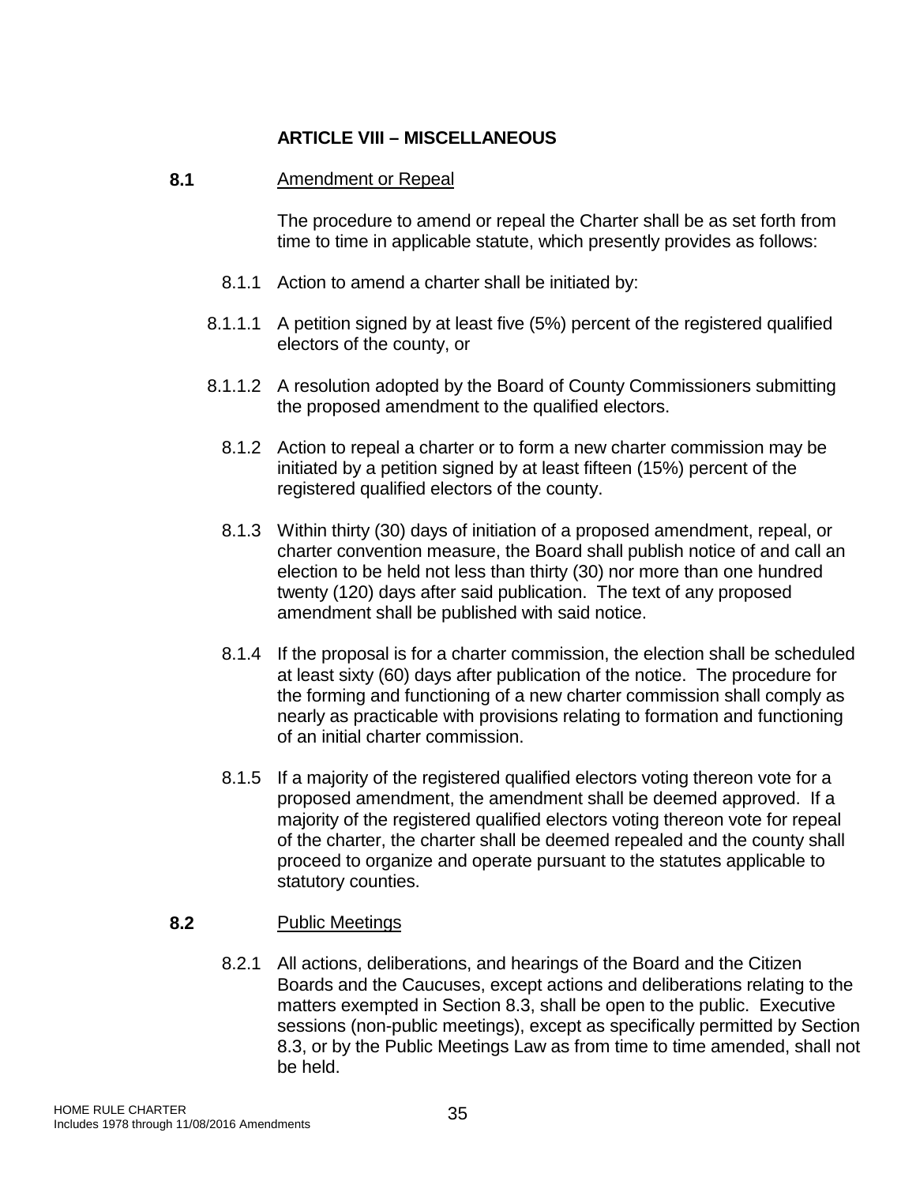## ARTICLE VIII – MISCELLANEOUS

**8.1** Amendment or Repeal

The procedure to amend or repeal the Charter shall be as set forth from time to time in applicable statute, which presently provides as follows:

8.1.1 Action to amend a charter shall be initiated by:

8.1.1.1 A petition signed by at least five (5%) percent of the registered qualified electors of the county, or

8.1.1.2 A resolution adopted by the Board of County Commissioners submitting the proposed amendment to the qualified electors.

8.1.2 Action to repeal a charter or to form a new charter commission may be initiated by a petition signed by at least fifteen (15%) percent of the registered qualified electors of the county.

8.1.3 Within thirty (30) days of initiation of a proposed amendment, repeal, or charter convention measure, the Board shall publish notice of and call an election to be held not less than thirty (30) nor more than one hundred twenty (120) days after said publication. The text of any proposed amendment shall be published with said notice.

8.1.4 If the proposal is for a charter commission, the election shall be scheduled at least sixty (60) days after publication of the notice. The procedure for the forming and functioning of a new charter commission shall comply as nearly as practicable with provisions relating to formation and functioning of an initial charter commission.

8.1.5 If a majority of the registered qualified electors voting thereon vote for a proposed amendment, the amendment shall be deemed approved. If a majority of the registered qualified electors voting thereon vote for repeal of the charter, the charter shall be deemed repealed and the county shall proceed to organize and operate pursuant to the statutes applicable to statutory counties.

**8.2** Public Meetings

8.2.1 All actions, deliberations, and hearings of the Board and the Citizen Boards and the Caucuses, except actions and deliberations relating to the matters exempted in Section 8.3, shall be open to the public. Executive sessions (non-public meetings), except as specifically permitted by Section 8.3, or by the Public Meetings Law as from time to time amended, shall not be held.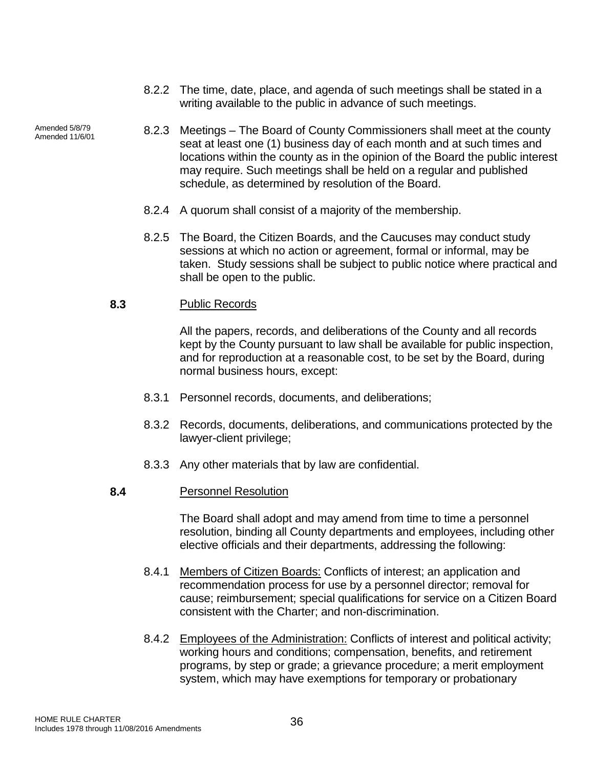8.2.2 The time, date, place, and agenda of such meetings shall be stated in a writing available to the public in advance of such meetings.

Amended 5/8/79
Amended 11/6/01

8.2.3 Meetings – The Board of County Commissioners shall meet at the county seat at least one (1) business day of each month and at such times and locations within the county as in the opinion of the Board the public interest may require. Such meetings shall be held on a regular and published schedule, as determined by resolution of the Board.

8.2.4 A quorum shall consist of a majority of the membership.

8.2.5 The Board, the Citizen Boards, and the Caucuses may conduct study sessions at which no action or agreement, formal or informal, may be taken. Study sessions shall be subject to public notice where practical and shall be open to the public.

**8.3** Public Records

All the papers, records, and deliberations of the County and all records kept by the County pursuant to law shall be available for public inspection, and for reproduction at a reasonable cost, to be set by the Board, during normal business hours, except:

8.3.1 Personnel records, documents, and deliberations;

8.3.2 Records, documents, deliberations, and communications protected by the lawyer-client privilege;

8.3.3 Any other materials that by law are confidential.

**8.4** Personnel Resolution

The Board shall adopt and may amend from time to time a personnel resolution, binding all County departments and employees, including other elective officials and their departments, addressing the following:

8.4.1 Members of Citizen Boards: Conflicts of interest; an application and recommendation process for use by a personnel director; removal for cause; reimbursement; special qualifications for service on a Citizen Board consistent with the Charter; and non-discrimination.

8.4.2 Employees of the Administration: Conflicts of interest and political activity; working hours and conditions; compensation, benefits, and retirement programs, by step or grade; a grievance procedure; a merit employment system, which may have exemptions for temporary or probationary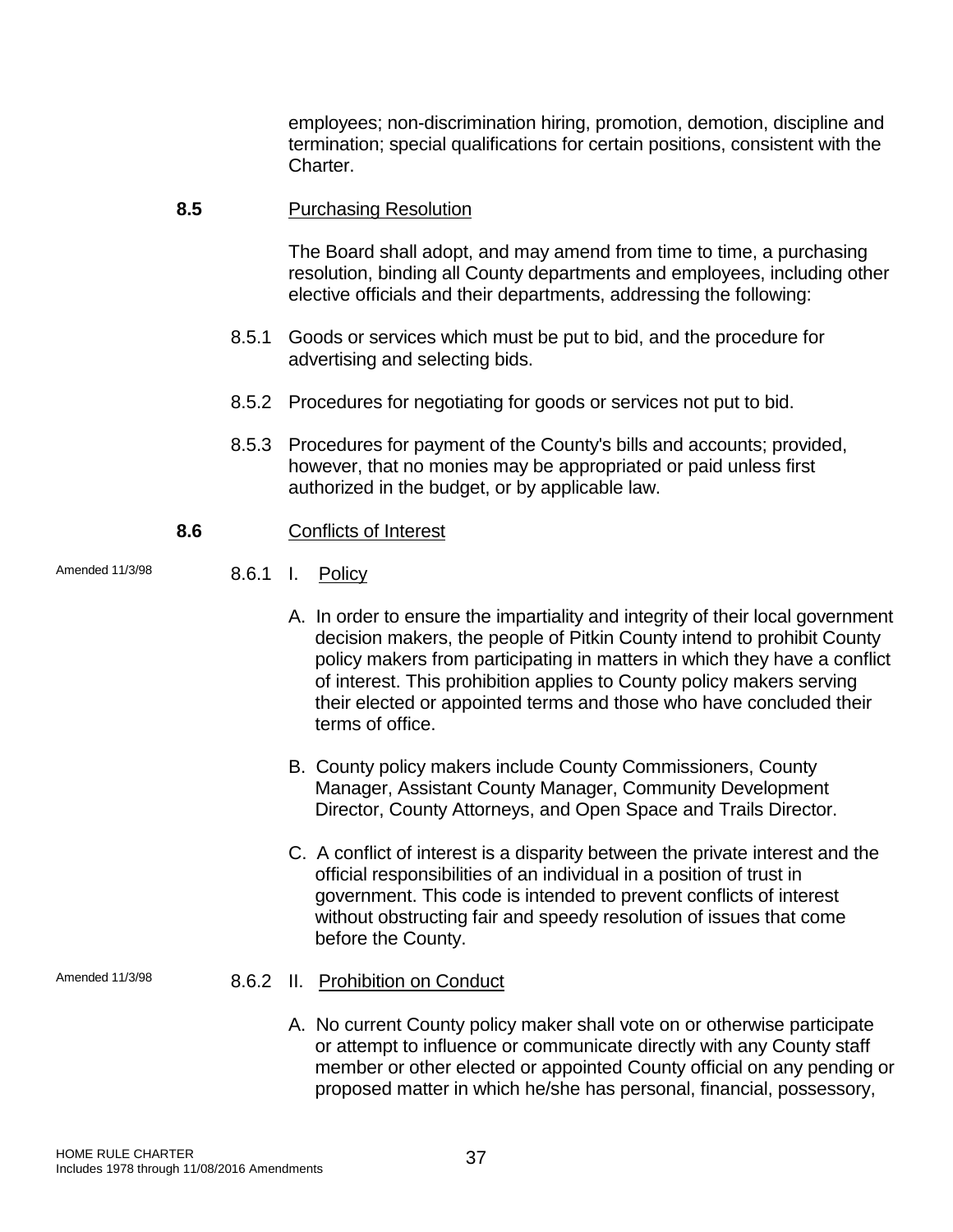employees; non-discrimination hiring, promotion, demotion, discipline and termination; special qualifications for certain positions, consistent with the Charter.

**8.5** Purchasing Resolution

The Board shall adopt, and may amend from time to time, a purchasing resolution, binding all County departments and employees, including other elective officials and their departments, addressing the following:

8.5.1 Goods or services which must be put to bid, and the procedure for advertising and selecting bids.

8.5.2 Procedures for negotiating for goods or services not put to bid.

8.5.3 Procedures for payment of the County's bills and accounts; provided, however, that no monies may be appropriated or paid unless first authorized in the budget, or by applicable law.

**8.6** Conflicts of Interest

Amended 11/3/98

8.6.1 I. Policy

A. In order to ensure the impartiality and integrity of their local government decision makers, the people of Pitkin County intend to prohibit County policy makers from participating in matters in which they have a conflict of interest. This prohibition applies to County policy makers serving their elected or appointed terms and those who have concluded their terms of office.

B. County policy makers include County Commissioners, County Manager, Assistant County Manager, Community Development Director, County Attorneys, and Open Space and Trails Director.

C. A conflict of interest is a disparity between the private interest and the official responsibilities of an individual in a position of trust in government. This code is intended to prevent conflicts of interest without obstructing fair and speedy resolution of issues that come before the County.

Amended 11/3/98

8.6.2 II. Prohibition on Conduct

A. No current County policy maker shall vote on or otherwise participate or attempt to influence or communicate directly with any County staff member or other elected or appointed County official on any pending or proposed matter in which he/she has personal, financial, possessory,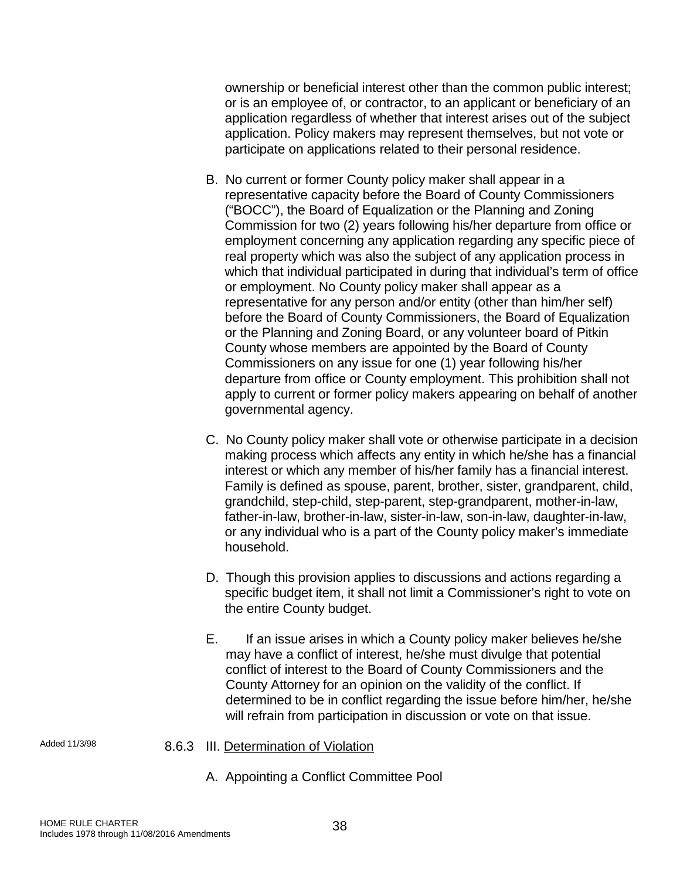ownership or beneficial interest other than the common public interest; or is an employee of, or contractor, to an applicant or beneficiary of an application regardless of whether that interest arises out of the subject application. Policy makers may represent themselves, but not vote or participate on applications related to their personal residence.

B. No current or former County policy maker shall appear in a representative capacity before the Board of County Commissioners ("BOCC"), the Board of Equalization or the Planning and Zoning Commission for two (2) years following his/her departure from office or employment concerning any application regarding any specific piece of real property which was also the subject of any application process in which that individual participated in during that individual's term of office or employment. No County policy maker shall appear as a representative for any person and/or entity (other than him/her self) before the Board of County Commissioners, the Board of Equalization or the Planning and Zoning Board, or any volunteer board of Pitkin County whose members are appointed by the Board of County Commissioners on any issue for one (1) year following his/her departure from office or County employment. This prohibition shall not apply to current or former policy makers appearing on behalf of another governmental agency.

C. No County policy maker shall vote or otherwise participate in a decision making process which affects any entity in which he/she has a financial interest or which any member of his/her family has a financial interest. Family is defined as spouse, parent, brother, sister, grandparent, child, grandchild, step-child, step-parent, step-grandparent, mother-in-law, father-in-law, brother-in-law, sister-in-law, son-in-law, daughter-in-law, or any individual who is a part of the County policy maker's immediate household.

D. Though this provision applies to discussions and actions regarding a specific budget item, it shall not limit a Commissioner's right to vote on the entire County budget.

E. If an issue arises in which a County policy maker believes he/she may have a conflict of interest, he/she must divulge that potential conflict of interest to the Board of County Commissioners and the County Attorney for an opinion on the validity of the conflict. If determined to be in conflict regarding the issue before him/her, he/she will refrain from participation in discussion or vote on that issue.

Added 11/3/98

8.6.3 III. Determination of Violation

A. Appointing a Conflict Committee Pool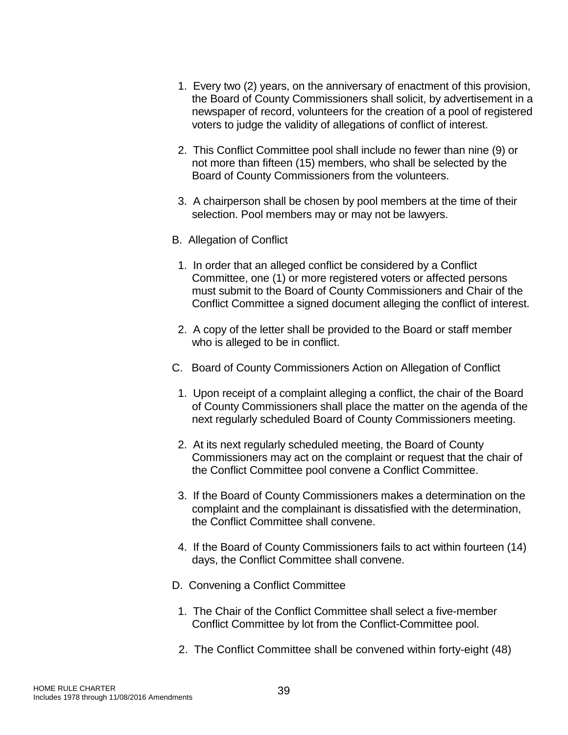1. Every two (2) years, on the anniversary of enactment of this provision, the Board of County Commissioners shall solicit, by advertisement in a newspaper of record, volunteers for the creation of a pool of registered voters to judge the validity of allegations of conflict of interest.

2. This Conflict Committee pool shall include no fewer than nine (9) or not more than fifteen (15) members, who shall be selected by the Board of County Commissioners from the volunteers.

3. A chairperson shall be chosen by pool members at the time of their selection. Pool members may or may not be lawyers.

B. Allegation of Conflict

1. In order that an alleged conflict be considered by a Conflict Committee, one (1) or more registered voters or affected persons must submit to the Board of County Commissioners and Chair of the Conflict Committee a signed document alleging the conflict of interest.

2. A copy of the letter shall be provided to the Board or staff member who is alleged to be in conflict.

C. Board of County Commissioners Action on Allegation of Conflict

1. Upon receipt of a complaint alleging a conflict, the chair of the Board of County Commissioners shall place the matter on the agenda of the next regularly scheduled Board of County Commissioners meeting.

2. At its next regularly scheduled meeting, the Board of County Commissioners may act on the complaint or request that the chair of the Conflict Committee pool convene a Conflict Committee.

3. If the Board of County Commissioners makes a determination on the complaint and the complainant is dissatisfied with the determination, the Conflict Committee shall convene.

4. If the Board of County Commissioners fails to act within fourteen (14) days, the Conflict Committee shall convene.

D. Convening a Conflict Committee

1. The Chair of the Conflict Committee shall select a five-member Conflict Committee by lot from the Conflict-Committee pool.

2. The Conflict Committee shall be convened within forty-eight (48)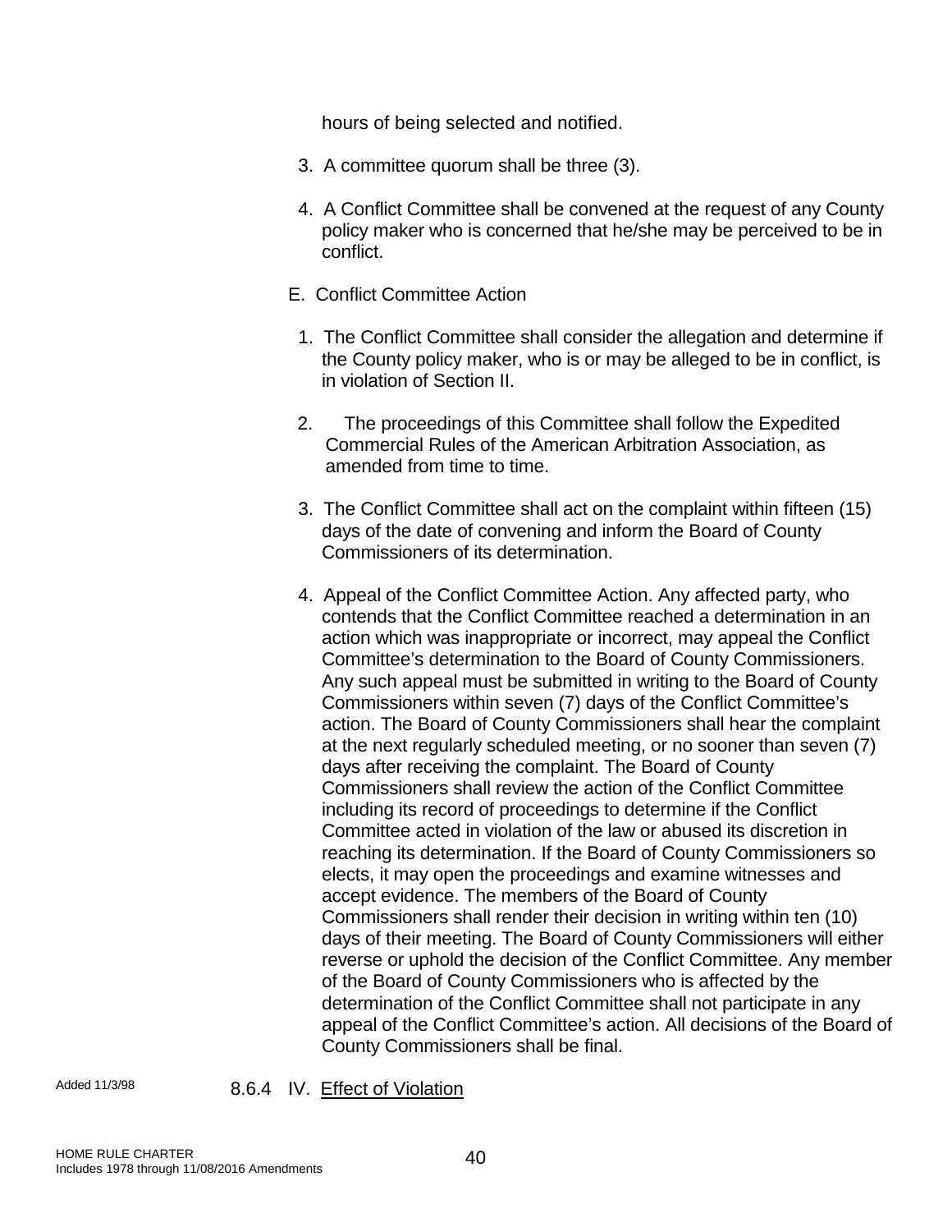hours of being selected and notified.

3. A committee quorum shall be three (3).

4. A Conflict Committee shall be convened at the request of any County policy maker who is concerned that he/she may be perceived to be in conflict.

E. Conflict Committee Action

1. The Conflict Committee shall consider the allegation and determine if the County policy maker, who is or may be alleged to be in conflict, is in violation of Section II.

2. The proceedings of this Committee shall follow the Expedited Commercial Rules of the American Arbitration Association, as amended from time to time.

3. The Conflict Committee shall act on the complaint within fifteen (15) days of the date of convening and inform the Board of County Commissioners of its determination.

4. Appeal of the Conflict Committee Action. Any affected party, who contends that the Conflict Committee reached a determination in an action which was inappropriate or incorrect, may appeal the Conflict Committee's determination to the Board of County Commissioners. Any such appeal must be submitted in writing to the Board of County Commissioners within seven (7) days of the Conflict Committee's action. The Board of County Commissioners shall hear the complaint at the next regularly scheduled meeting, or no sooner than seven (7) days after receiving the complaint. The Board of County Commissioners shall review the action of the Conflict Committee including its record of proceedings to determine if the Conflict Committee acted in violation of the law or abused its discretion in reaching its determination. If the Board of County Commissioners so elects, it may open the proceedings and examine witnesses and accept evidence. The members of the Board of County Commissioners shall render their decision in writing within ten (10) days of their meeting. The Board of County Commissioners will either reverse or uphold the decision of the Conflict Committee. Any member of the Board of County Commissioners who is affected by the determination of the Conflict Committee shall not participate in any appeal of the Conflict Committee's action. All decisions of the Board of County Commissioners shall be final.

Added 11/3/98

8.6.4 IV. Effect of Violation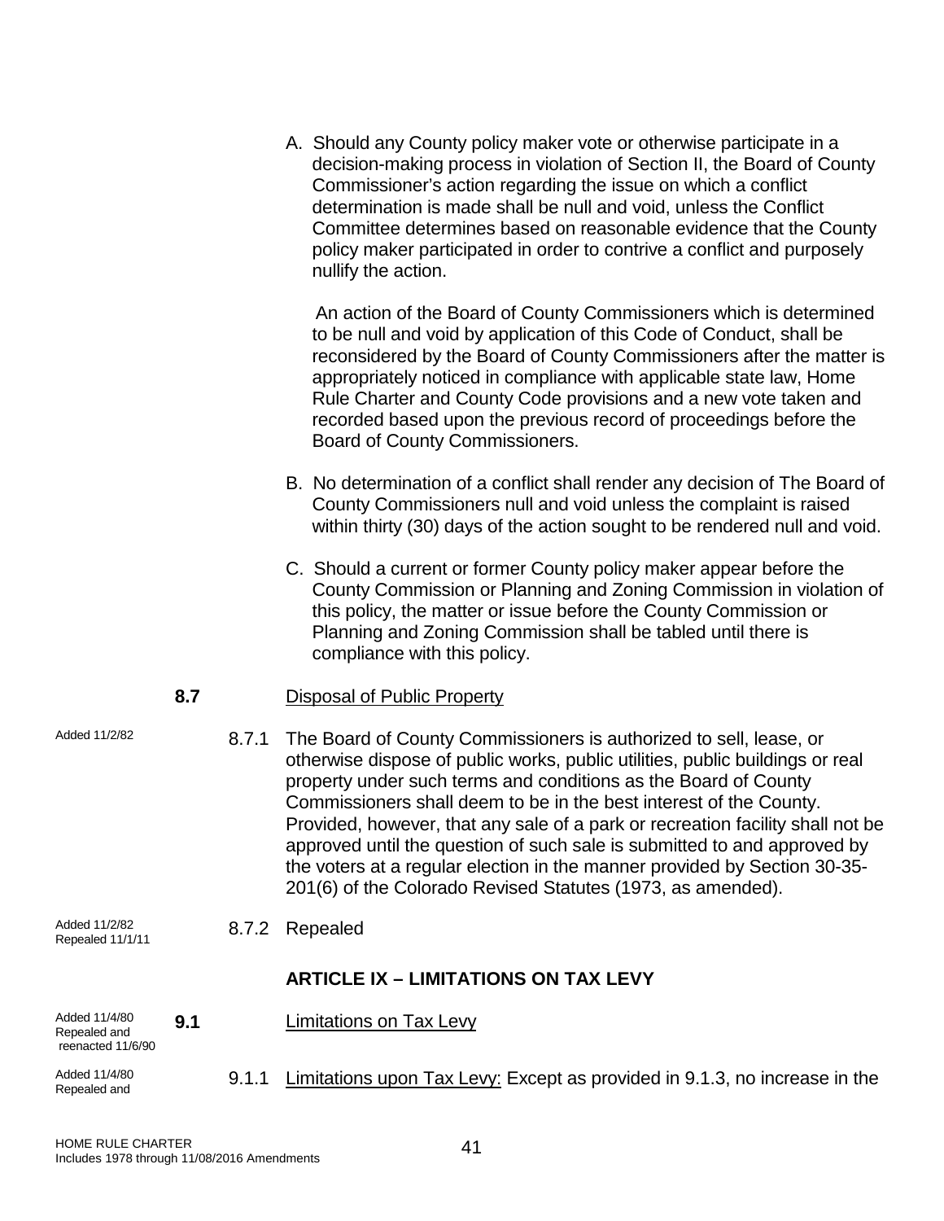A. Should any County policy maker vote or otherwise participate in a decision-making process in violation of Section II, the Board of County Commissioner's action regarding the issue on which a conflict determination is made shall be null and void, unless the Conflict Committee determines based on reasonable evidence that the County policy maker participated in order to contrive a conflict and purposely nullify the action.

An action of the Board of County Commissioners which is determined to be null and void by application of this Code of Conduct, shall be reconsidered by the Board of County Commissioners after the matter is appropriately noticed in compliance with applicable state law, Home Rule Charter and County Code provisions and a new vote taken and recorded based upon the previous record of proceedings before the Board of County Commissioners.

B. No determination of a conflict shall render any decision of The Board of County Commissioners null and void unless the complaint is raised within thirty (30) days of the action sought to be rendered null and void.

C. Should a current or former County policy maker appear before the County Commission or Planning and Zoning Commission in violation of this policy, the matter or issue before the County Commission or Planning and Zoning Commission shall be tabled until there is compliance with this policy.

**8.7** Disposal of Public Property

Added 11/2/82

8.7.1 The Board of County Commissioners is authorized to sell, lease, or otherwise dispose of public works, public utilities, public buildings or real property under such terms and conditions as the Board of County Commissioners shall deem to be in the best interest of the County. Provided, however, that any sale of a park or recreation facility shall not be approved until the question of such sale is submitted to and approved by the voters at a regular election in the manner provided by Section 30-35-201(6) of the Colorado Revised Statutes (1973, as amended).

Added 11/2/82
Repealed 11/1/11

8.7.2 Repealed

## ARTICLE IX – LIMITATIONS ON TAX LEVY

Added 11/4/80
Repealed and reenacted 11/6/90

**9.1** Limitations on Tax Levy

Added 11/4/80
Repealed and

9.1.1 Limitations upon Tax Levy: Except as provided in 9.1.3, no increase in the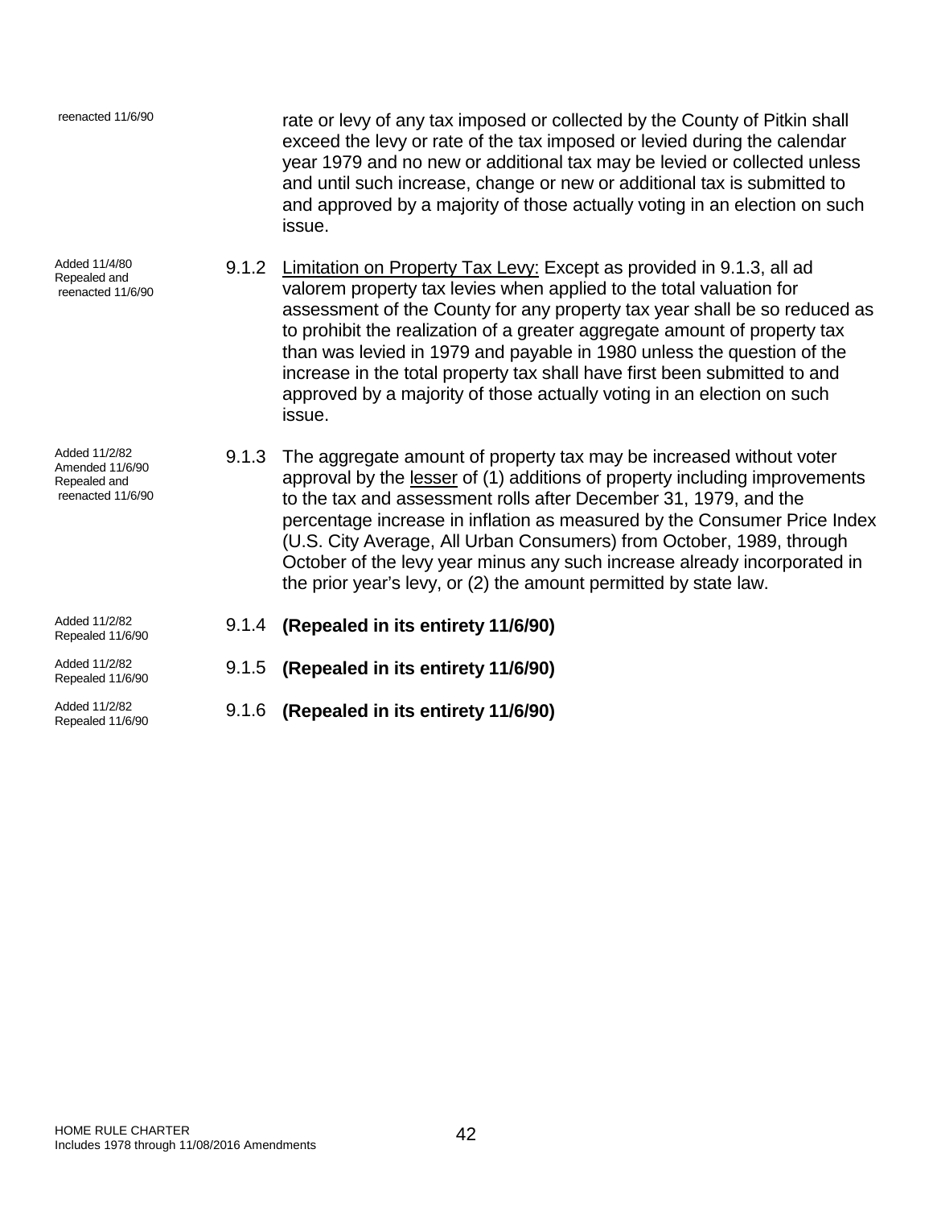reenacted 11/6/90

rate or levy of any tax imposed or collected by the County of Pitkin shall exceed the levy or rate of the tax imposed or levied during the calendar year 1979 and no new or additional tax may be levied or collected unless and until such increase, change or new or additional tax is submitted to and approved by a majority of those actually voting in an election on such issue.

Added 11/4/80
Repealed and reenacted 11/6/90

9.1.2 Limitation on Property Tax Levy: Except as provided in 9.1.3, all ad valorem property tax levies when applied to the total valuation for assessment of the County for any property tax year shall be so reduced as to prohibit the realization of a greater aggregate amount of property tax than was levied in 1979 and payable in 1980 unless the question of the increase in the total property tax shall have first been submitted to and approved by a majority of those actually voting in an election on such issue.

Added 11/2/82
Amended 11/6/90
Repealed and reenacted 11/6/90

9.1.3 The aggregate amount of property tax may be increased without voter approval by the lesser of (1) additions of property including improvements to the tax and assessment rolls after December 31, 1979, and the percentage increase in inflation as measured by the Consumer Price Index (U.S. City Average, All Urban Consumers) from October, 1989, through October of the levy year minus any such increase already incorporated in the prior year's levy, or (2) the amount permitted by state law.

Added 11/2/82
Repealed 11/6/90

9.1.4 **(Repealed in its entirety 11/6/90)**

Added 11/2/82
Repealed 11/6/90

9.1.5 **(Repealed in its entirety 11/6/90)**

Added 11/2/82
Repealed 11/6/90

9.1.6 **(Repealed in its entirety 11/6/90)**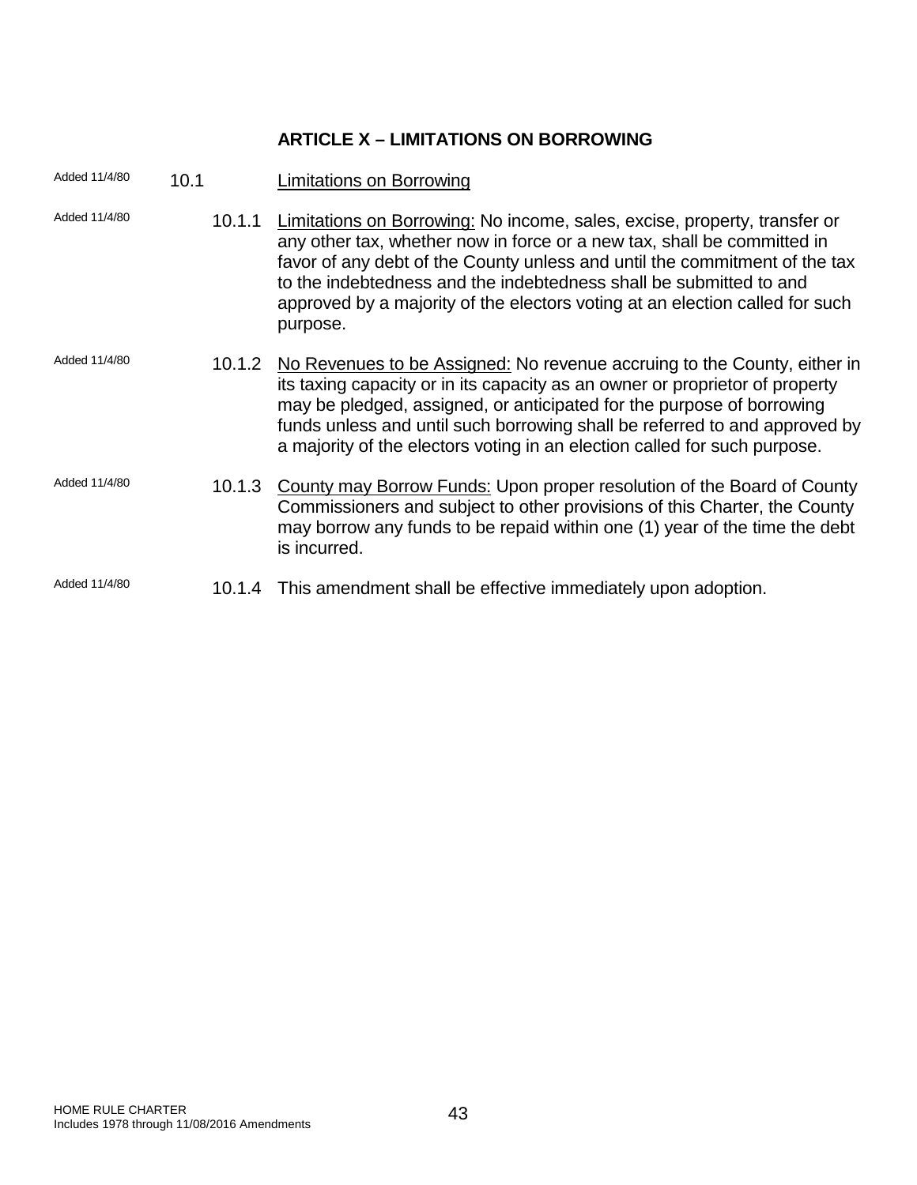## ARTICLE X – LIMITATIONS ON BORROWING

Added 11/4/80 **10.1 Limitations on Borrowing**

Added 11/4/80 10.1.1 Limitations on Borrowing: No income, sales, excise, property, transfer or any other tax, whether now in force or a new tax, shall be committed in favor of any debt of the County unless and until the commitment of the tax to the indebtedness and the indebtedness shall be submitted to and approved by a majority of the electors voting at an election called for such purpose.

Added 11/4/80 10.1.2 No Revenues to be Assigned: No revenue accruing to the County, either in its taxing capacity or in its capacity as an owner or proprietor of property may be pledged, assigned, or anticipated for the purpose of borrowing funds unless and until such borrowing shall be referred to and approved by a majority of the electors voting in an election called for such purpose.

Added 11/4/80 10.1.3 County may Borrow Funds: Upon proper resolution of the Board of County Commissioners and subject to other provisions of this Charter, the County may borrow any funds to be repaid within one (1) year of the time the debt is incurred.

Added 11/4/80 10.1.4 This amendment shall be effective immediately upon adoption.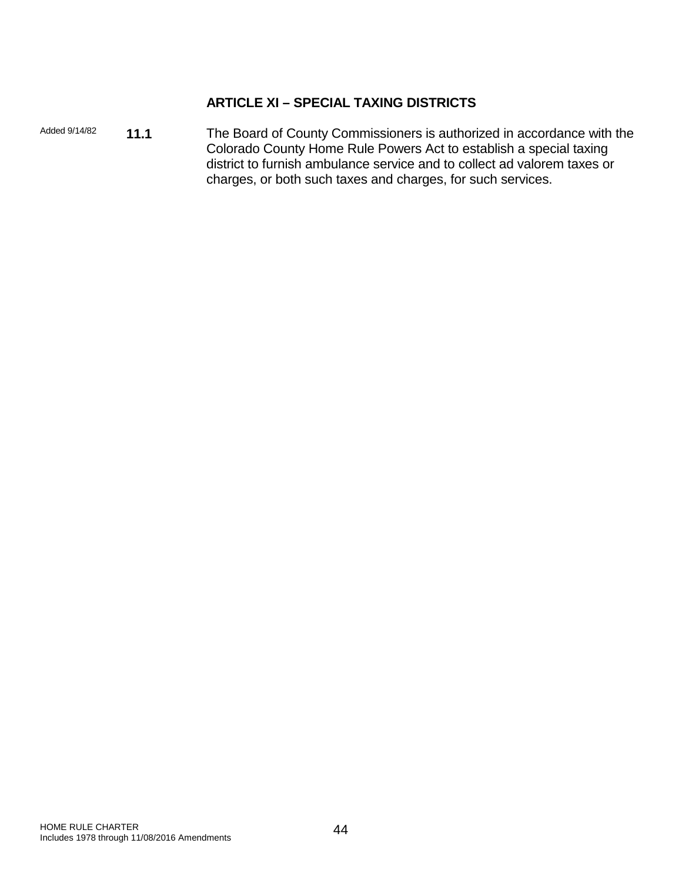## ARTICLE XI – SPECIAL TAXING DISTRICTS

Added 9/14/82 **11.1** The Board of County Commissioners is authorized in accordance with the Colorado County Home Rule Powers Act to establish a special taxing district to furnish ambulance service and to collect ad valorem taxes or charges, or both such taxes and charges, for such services.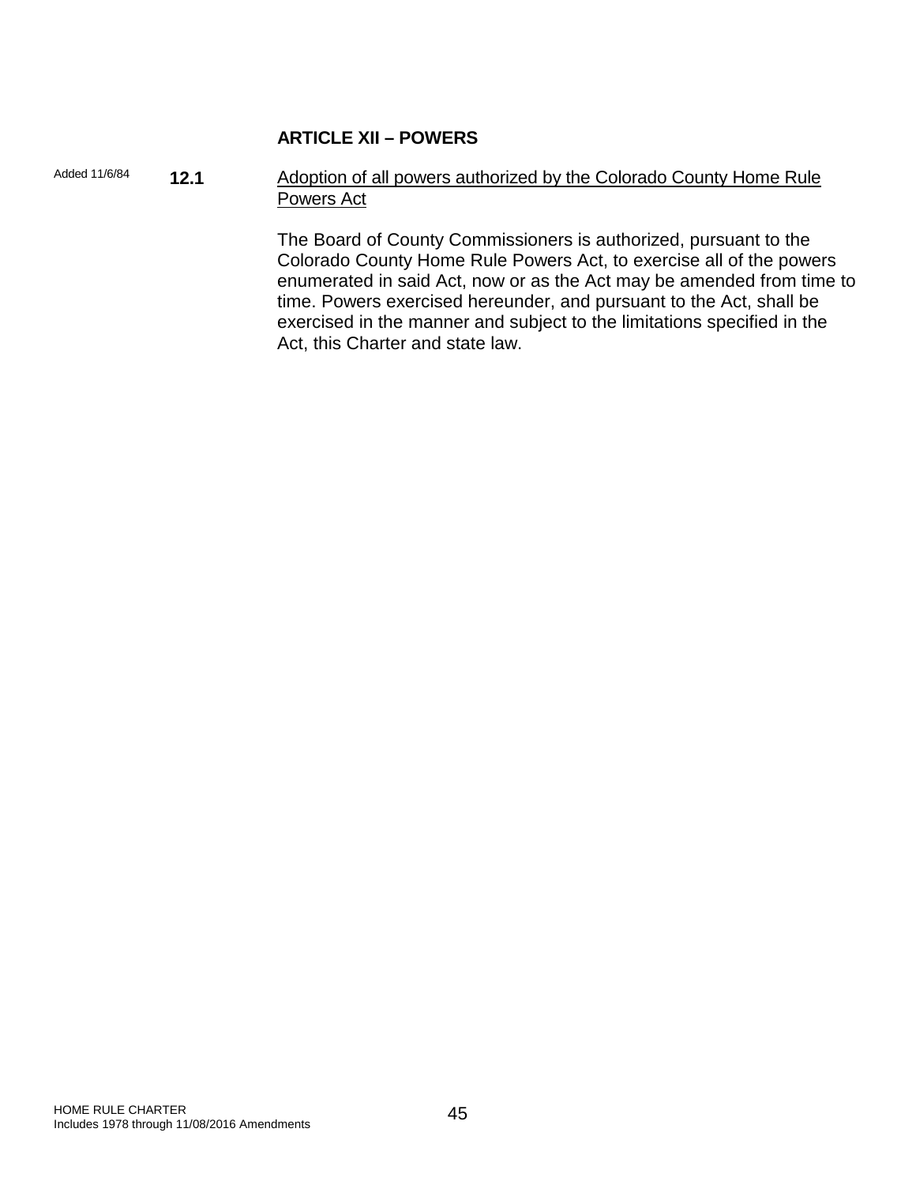## ARTICLE XII – POWERS

Added 11/6/84 **12.1** Adoption of all powers authorized by the Colorado County Home Rule Powers Act

The Board of County Commissioners is authorized, pursuant to the Colorado County Home Rule Powers Act, to exercise all of the powers enumerated in said Act, now or as the Act may be amended from time to time. Powers exercised hereunder, and pursuant to the Act, shall be exercised in the manner and subject to the limitations specified in the Act, this Charter and state law.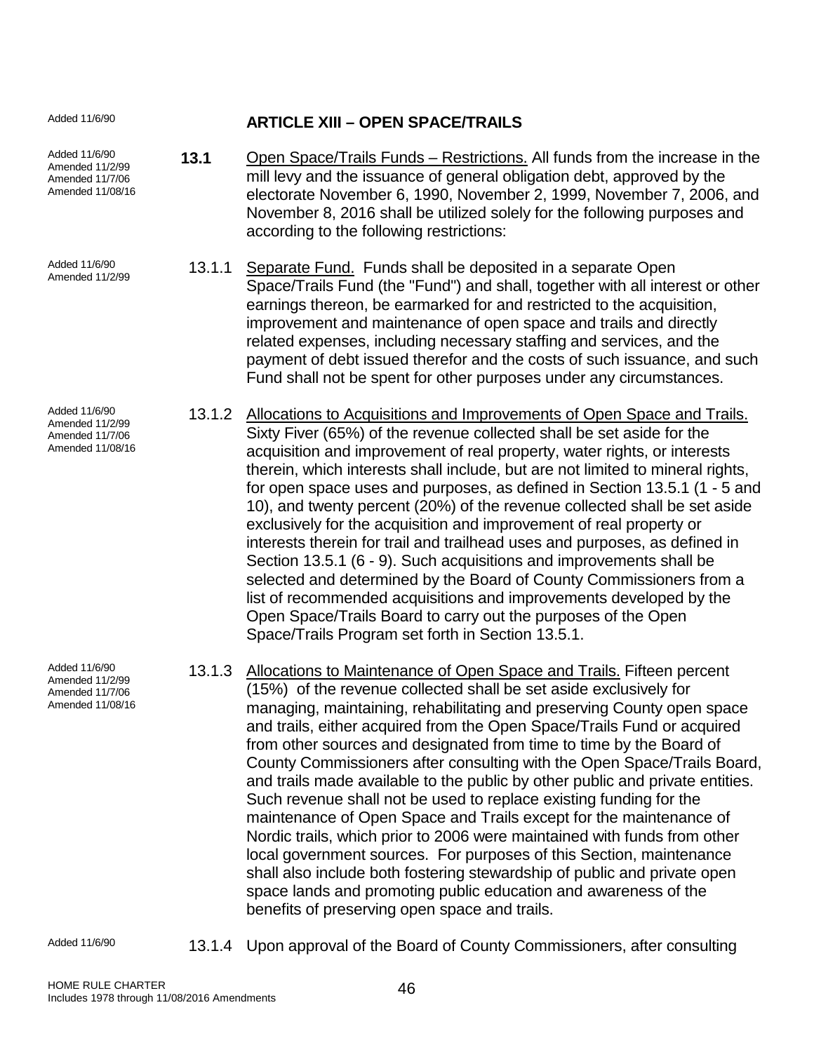Added 11/6/90

## ARTICLE XIII – OPEN SPACE/TRAILS

Added 11/6/90
Amended 11/2/99
Amended 11/7/06
Amended 11/08/16

**13.1** Open Space/Trails Funds – Restrictions. All funds from the increase in the mill levy and the issuance of general obligation debt, approved by the electorate November 6, 1990, November 2, 1999, November 7, 2006, and November 8, 2016 shall be utilized solely for the following purposes and according to the following restrictions:

Added 11/6/90
Amended 11/2/99

13.1.1 Separate Fund. Funds shall be deposited in a separate Open Space/Trails Fund (the "Fund") and shall, together with all interest or other earnings thereon, be earmarked for and restricted to the acquisition, improvement and maintenance of open space and trails and directly related expenses, including necessary staffing and services, and the payment of debt issued therefor and the costs of such issuance, and such Fund shall not be spent for other purposes under any circumstances.

Added 11/6/90
Amended 11/2/99
Amended 11/7/06
Amended 11/08/16

13.1.2 Allocations to Acquisitions and Improvements of Open Space and Trails. Sixty Fiver (65%) of the revenue collected shall be set aside for the acquisition and improvement of real property, water rights, or interests therein, which interests shall include, but are not limited to mineral rights, for open space uses and purposes, as defined in Section 13.5.1 (1 - 5 and 10), and twenty percent (20%) of the revenue collected shall be set aside exclusively for the acquisition and improvement of real property or interests therein for trail and trailhead uses and purposes, as defined in Section 13.5.1 (6 - 9). Such acquisitions and improvements shall be selected and determined by the Board of County Commissioners from a list of recommended acquisitions and improvements developed by the Open Space/Trails Board to carry out the purposes of the Open Space/Trails Program set forth in Section 13.5.1.

Added 11/6/90
Amended 11/2/99
Amended 11/7/06
Amended 11/08/16

13.1.3 Allocations to Maintenance of Open Space and Trails. Fifteen percent (15%) of the revenue collected shall be set aside exclusively for managing, maintaining, rehabilitating and preserving County open space and trails, either acquired from the Open Space/Trails Fund or acquired from other sources and designated from time to time by the Board of County Commissioners after consulting with the Open Space/Trails Board, and trails made available to the public by other public and private entities. Such revenue shall not be used to replace existing funding for the maintenance of Open Space and Trails except for the maintenance of Nordic trails, which prior to 2006 were maintained with funds from other local government sources. For purposes of this Section, maintenance shall also include both fostering stewardship of public and private open space lands and promoting public education and awareness of the benefits of preserving open space and trails.

Added 11/6/90

13.1.4 Upon approval of the Board of County Commissioners, after consulting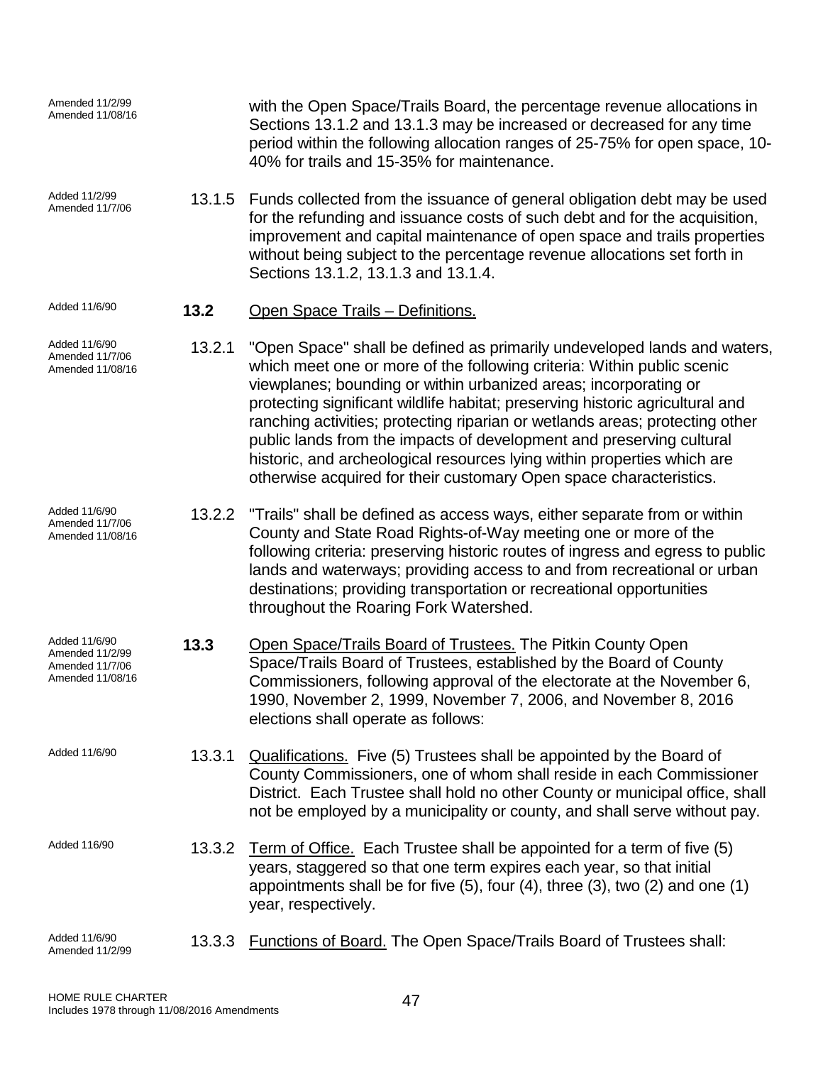Amended 11/2/99
Amended 11/08/16

with the Open Space/Trails Board, the percentage revenue allocations in Sections 13.1.2 and 13.1.3 may be increased or decreased for any time period within the following allocation ranges of 25-75% for open space, 10-40% for trails and 15-35% for maintenance.

Added 11/2/99
Amended 11/7/06

13.1.5 Funds collected from the issuance of general obligation debt may be used for the refunding and issuance costs of such debt and for the acquisition, improvement and capital maintenance of open space and trails properties without being subject to the percentage revenue allocations set forth in Sections 13.1.2, 13.1.3 and 13.1.4.

Added 11/6/90

**13.2** <u>Open Space Trails – Definitions.</u>

Added 11/6/90
Amended 11/7/06
Amended 11/08/16

13.2.1 "Open Space" shall be defined as primarily undeveloped lands and waters, which meet one or more of the following criteria: Within public scenic viewplanes; bounding or within urbanized areas; incorporating or protecting significant wildlife habitat; preserving historic agricultural and ranching activities; protecting riparian or wetlands areas; protecting other public lands from the impacts of development and preserving cultural historic, and archeological resources lying within properties which are otherwise acquired for their customary Open space characteristics.

Added 11/6/90
Amended 11/7/06
Amended 11/08/16

13.2.2 "Trails" shall be defined as access ways, either separate from or within County and State Road Rights-of-Way meeting one or more of the following criteria: preserving historic routes of ingress and egress to public lands and waterways; providing access to and from recreational or urban destinations; providing transportation or recreational opportunities throughout the Roaring Fork Watershed.

Added 11/6/90
Amended 11/2/99
Amended 11/7/06
Amended 11/08/16

**13.3** <u>Open Space/Trails Board of Trustees.</u> The Pitkin County Open Space/Trails Board of Trustees, established by the Board of County Commissioners, following approval of the electorate at the November 6, 1990, November 2, 1999, November 7, 2006, and November 8, 2016 elections shall operate as follows:

Added 11/6/90

13.3.1 <u>Qualifications.</u> Five (5) Trustees shall be appointed by the Board of County Commissioners, one of whom shall reside in each Commissioner District. Each Trustee shall hold no other County or municipal office, shall not be employed by a municipality or county, and shall serve without pay.

Added 116/90

13.3.2 <u>Term of Office.</u> Each Trustee shall be appointed for a term of five (5) years, staggered so that one term expires each year, so that initial appointments shall be for five (5), four (4), three (3), two (2) and one (1) year, respectively.

Added 11/6/90
Amended 11/2/99

13.3.3 <u>Functions of Board.</u> The Open Space/Trails Board of Trustees shall: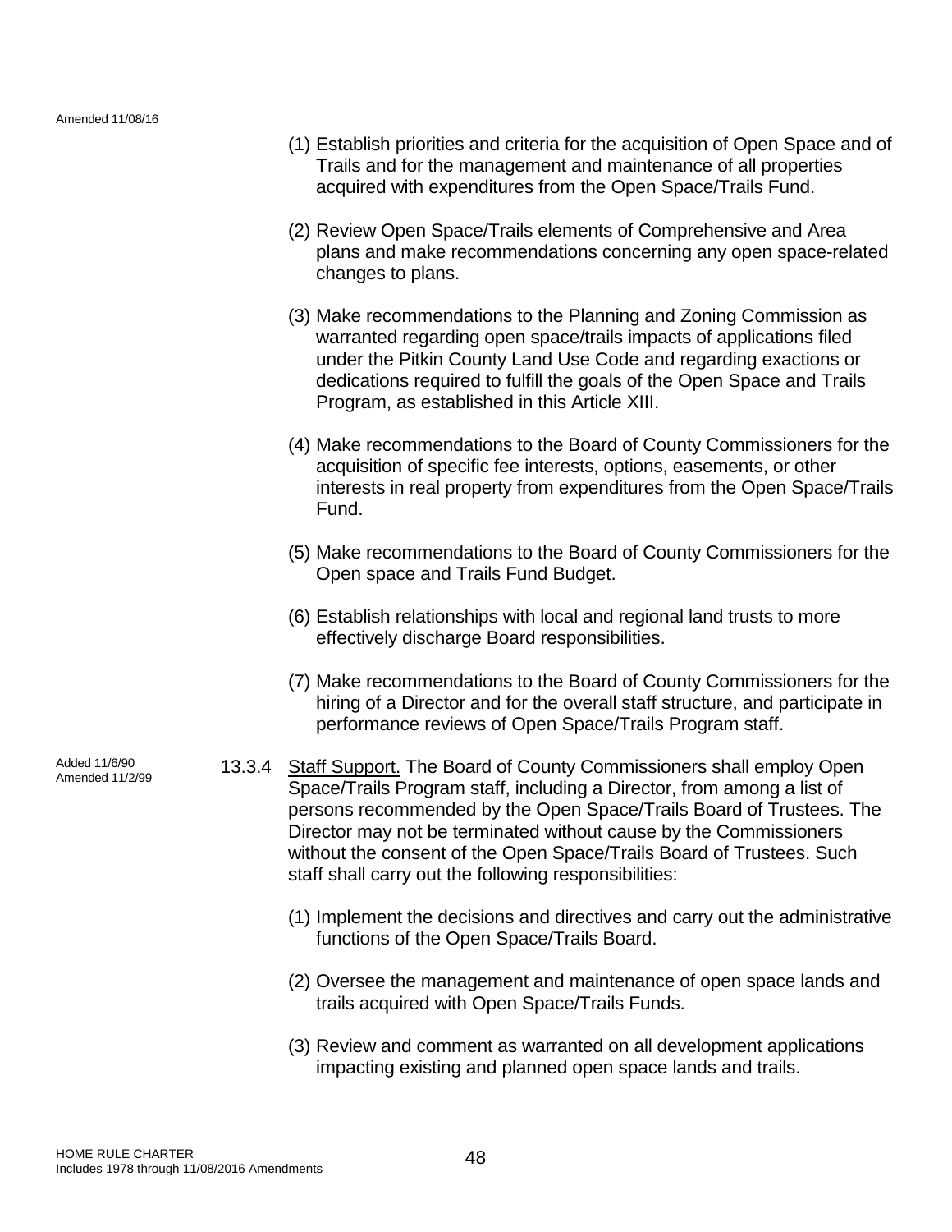Amended 11/08/16

(1) Establish priorities and criteria for the acquisition of Open Space and of Trails and for the management and maintenance of all properties acquired with expenditures from the Open Space/Trails Fund.

(2) Review Open Space/Trails elements of Comprehensive and Area plans and make recommendations concerning any open space-related changes to plans.

(3) Make recommendations to the Planning and Zoning Commission as warranted regarding open space/trails impacts of applications filed under the Pitkin County Land Use Code and regarding exactions or dedications required to fulfill the goals of the Open Space and Trails Program, as established in this Article XIII.

(4) Make recommendations to the Board of County Commissioners for the acquisition of specific fee interests, options, easements, or other interests in real property from expenditures from the Open Space/Trails Fund.

(5) Make recommendations to the Board of County Commissioners for the Open space and Trails Fund Budget.

(6) Establish relationships with local and regional land trusts to more effectively discharge Board responsibilities.

(7) Make recommendations to the Board of County Commissioners for the hiring of a Director and for the overall staff structure, and participate in performance reviews of Open Space/Trails Program staff.

Added 11/6/90
Amended 11/2/99

13.3.4 Staff Support. The Board of County Commissioners shall employ Open Space/Trails Program staff, including a Director, from among a list of persons recommended by the Open Space/Trails Board of Trustees. The Director may not be terminated without cause by the Commissioners without the consent of the Open Space/Trails Board of Trustees. Such staff shall carry out the following responsibilities:

(1) Implement the decisions and directives and carry out the administrative functions of the Open Space/Trails Board.

(2) Oversee the management and maintenance of open space lands and trails acquired with Open Space/Trails Funds.

(3) Review and comment as warranted on all development applications impacting existing and planned open space lands and trails.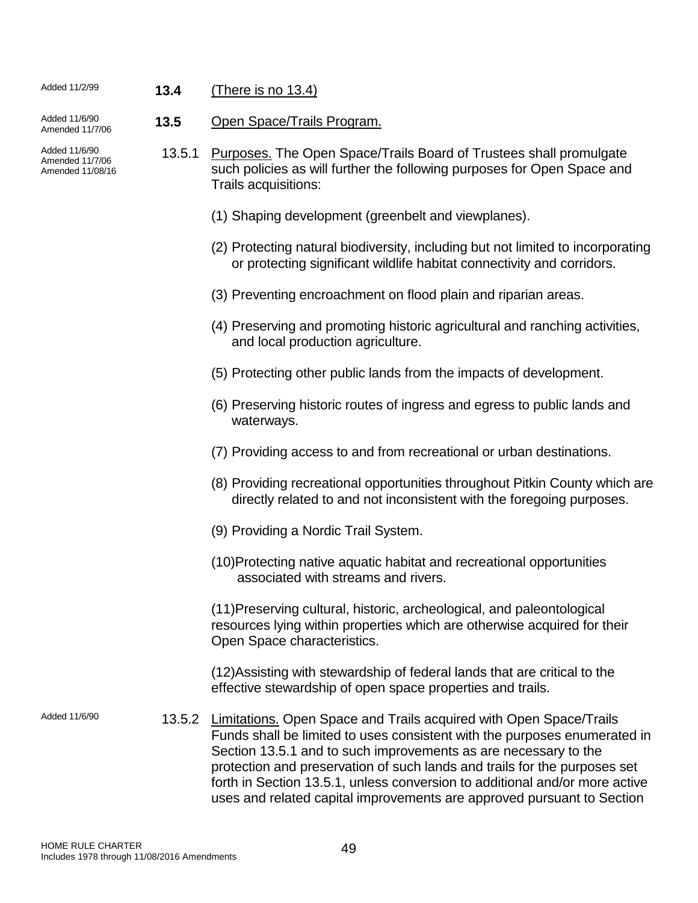Added 11/2/99

**13.4** (There is no 13.4)

Added 11/6/90
Amended 11/7/06

**13.5** Open Space/Trails Program.

Added 11/6/90
Amended 11/7/06
Amended 11/08/16

13.5.1 Purposes. The Open Space/Trails Board of Trustees shall promulgate such policies as will further the following purposes for Open Space and Trails acquisitions:

(1) Shaping development (greenbelt and viewplanes).

(2) Protecting natural biodiversity, including but not limited to incorporating or protecting significant wildlife habitat connectivity and corridors.

(3) Preventing encroachment on flood plain and riparian areas.

(4) Preserving and promoting historic agricultural and ranching activities, and local production agriculture.

(5) Protecting other public lands from the impacts of development.

(6) Preserving historic routes of ingress and egress to public lands and waterways.

(7) Providing access to and from recreational or urban destinations.

(8) Providing recreational opportunities throughout Pitkin County which are directly related to and not inconsistent with the foregoing purposes.

(9) Providing a Nordic Trail System.

(10)Protecting native aquatic habitat and recreational opportunities associated with streams and rivers.

(11)Preserving cultural, historic, archeological, and paleontological resources lying within properties which are otherwise acquired for their Open Space characteristics.

(12)Assisting with stewardship of federal lands that are critical to the effective stewardship of open space properties and trails.

Added 11/6/90

13.5.2 Limitations. Open Space and Trails acquired with Open Space/Trails Funds shall be limited to uses consistent with the purposes enumerated in Section 13.5.1 and to such improvements as are necessary to the protection and preservation of such lands and trails for the purposes set forth in Section 13.5.1, unless conversion to additional and/or more active uses and related capital improvements are approved pursuant to Section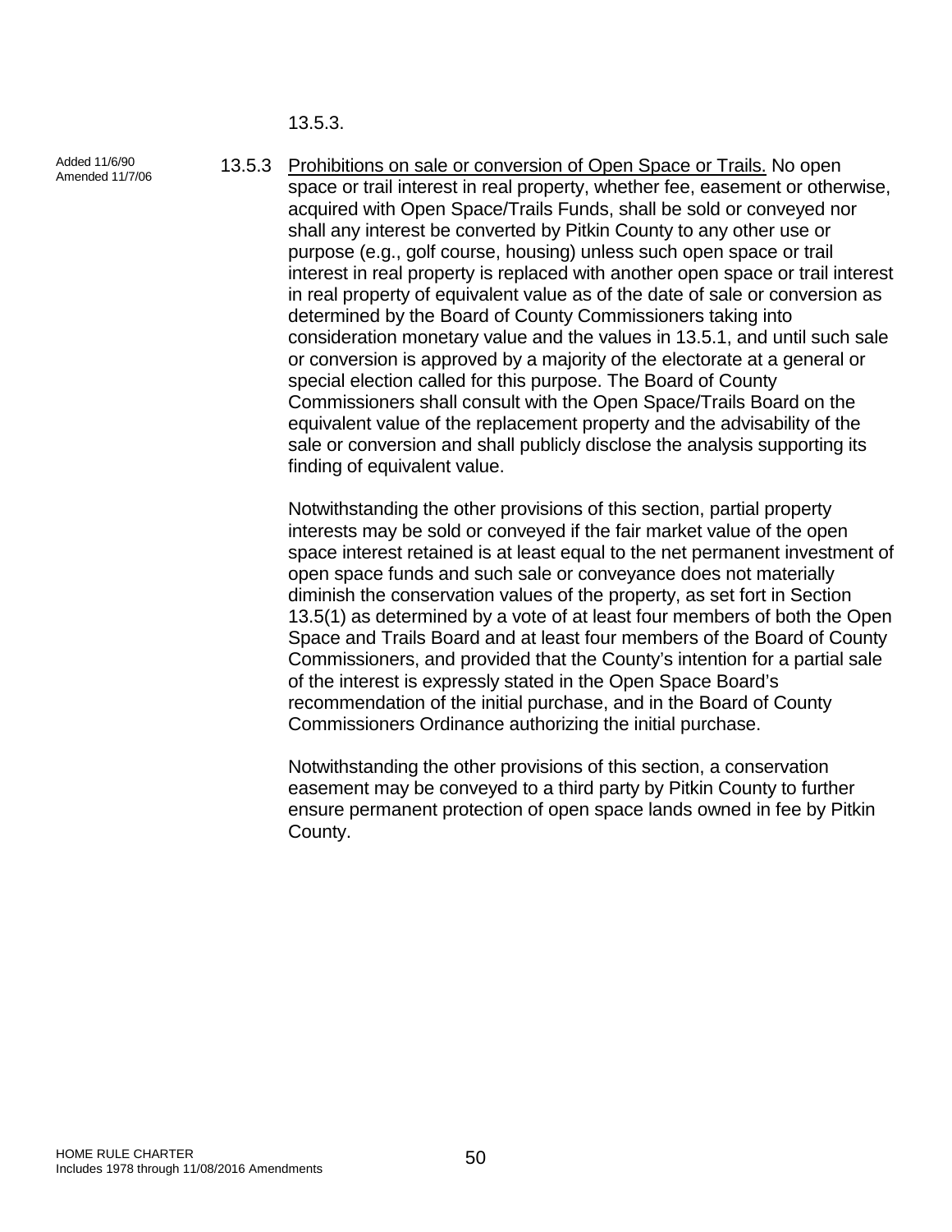13.5.3.

Added 11/6/90
Amended 11/7/06

13.5.3 Prohibitions on sale or conversion of Open Space or Trails. No open space or trail interest in real property, whether fee, easement or otherwise, acquired with Open Space/Trails Funds, shall be sold or conveyed nor shall any interest be converted by Pitkin County to any other use or purpose (e.g., golf course, housing) unless such open space or trail interest in real property is replaced with another open space or trail interest in real property of equivalent value as of the date of sale or conversion as determined by the Board of County Commissioners taking into consideration monetary value and the values in 13.5.1, and until such sale or conversion is approved by a majority of the electorate at a general or special election called for this purpose. The Board of County Commissioners shall consult with the Open Space/Trails Board on the equivalent value of the replacement property and the advisability of the sale or conversion and shall publicly disclose the analysis supporting its finding of equivalent value.

Notwithstanding the other provisions of this section, partial property interests may be sold or conveyed if the fair market value of the open space interest retained is at least equal to the net permanent investment of open space funds and such sale or conveyance does not materially diminish the conservation values of the property, as set fort in Section 13.5(1) as determined by a vote of at least four members of both the Open Space and Trails Board and at least four members of the Board of County Commissioners, and provided that the County's intention for a partial sale of the interest is expressly stated in the Open Space Board's recommendation of the initial purchase, and in the Board of County Commissioners Ordinance authorizing the initial purchase.

Notwithstanding the other provisions of this section, a conservation easement may be conveyed to a third party by Pitkin County to further ensure permanent protection of open space lands owned in fee by Pitkin County.